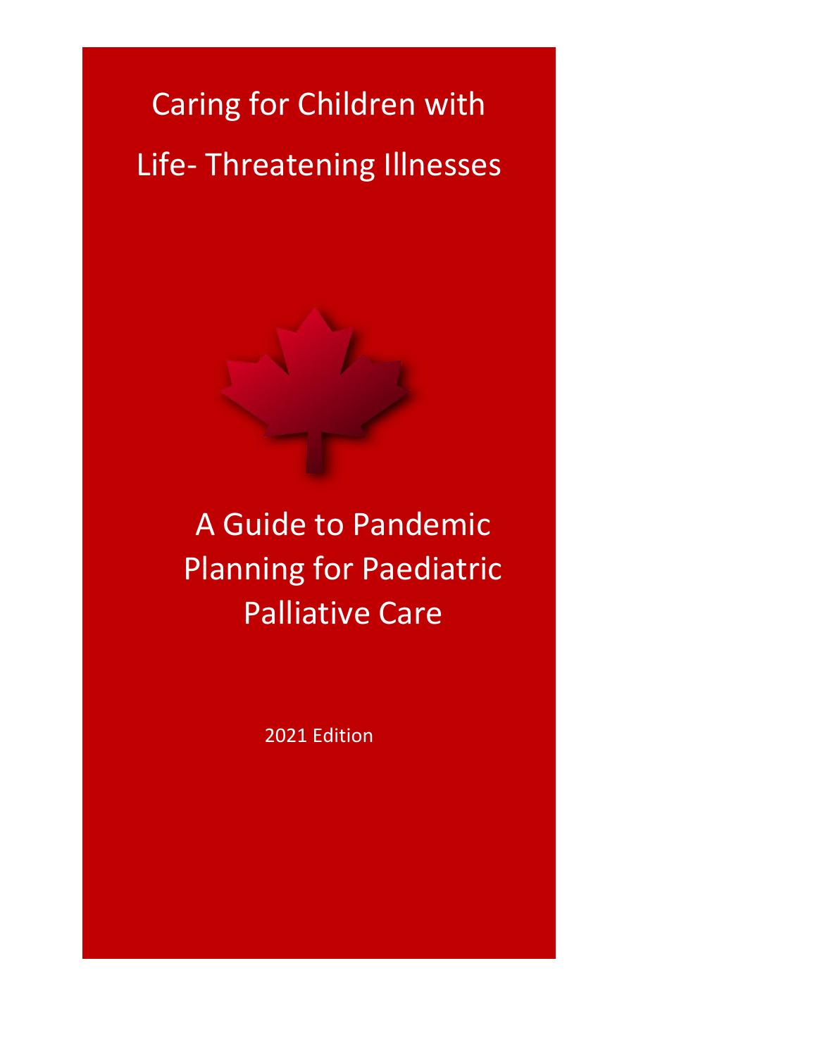# Caring for Children with Life- Threatening Illnesses

## A Guide to Pandemic Planning for Paediatric Palliative Care

2021 Edition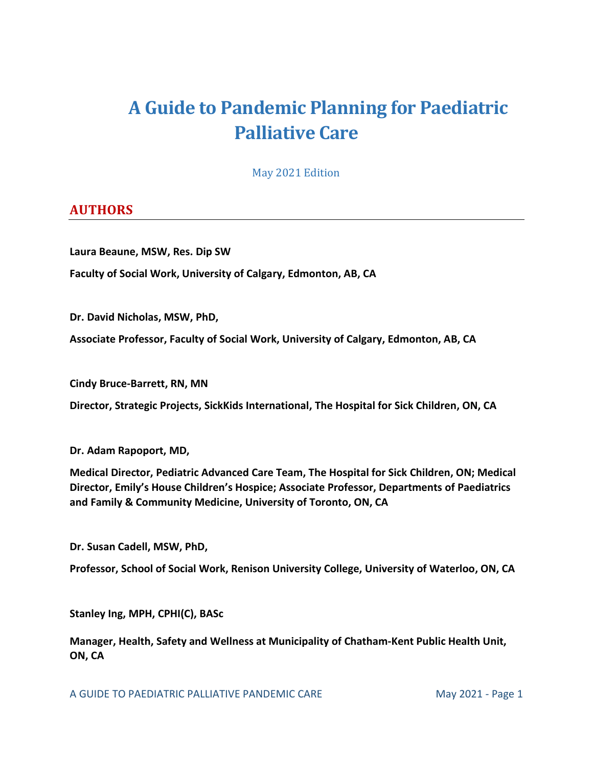# A Guide to Pandemic Planning for Paediatric Palliative Care

May 2021 Edition

## AUTHORS

**Laura Beaune, MSW, Res. Dip SW**

**Faculty of Social Work, University of Calgary, Edmonton, AB, CA**

**Dr. David Nicholas, MSW, PhD,**

**Associate Professor, Faculty of Social Work, University of Calgary, Edmonton, AB, CA**

**Cindy Bruce-Barrett, RN, MN**

**Director, Strategic Projects, SickKids International, The Hospital for Sick Children, ON, CA**

**Dr. Adam Rapoport, MD,**

**Medical Director, Pediatric Advanced Care Team, The Hospital for Sick Children, ON; Medical Director, Emily's House Children's Hospice; Associate Professor, Departments of Paediatrics and Family & Community Medicine, University of Toronto, ON, CA**

**Dr. Susan Cadell, MSW, PhD,**

**Professor, School of Social Work, Renison University College, University of Waterloo, ON, CA**

**Stanley Ing, MPH, CPHI(C), BASc**

**Manager, Health, Safety and Wellness at Municipality of Chatham-Kent Public Health Unit, ON, CA**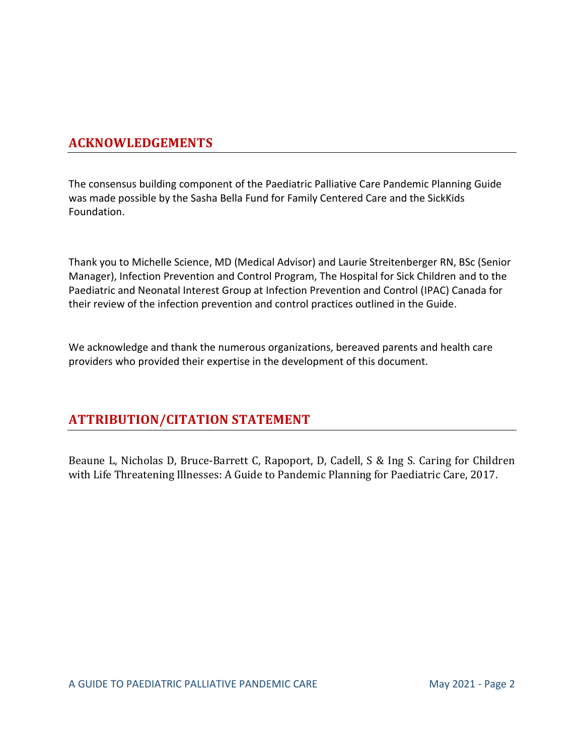## ACKNOWLEDGEMENTS

The consensus building component of the Paediatric Palliative Care Pandemic Planning Guide was made possible by the Sasha Bella Fund for Family Centered Care and the SickKids Foundation.

Thank you to Michelle Science, MD (Medical Advisor) and Laurie Streitenberger RN, BSc (Senior Manager), Infection Prevention and Control Program, The Hospital for Sick Children and to the Paediatric and Neonatal Interest Group at Infection Prevention and Control (IPAC) Canada for their review of the infection prevention and control practices outlined in the Guide.

We acknowledge and thank the numerous organizations, bereaved parents and health care providers who provided their expertise in the development of this document.

## ATTRIBUTION/CITATION STATEMENT

Beaune L, Nicholas D, Bruce-Barrett C, Rapoport, D, Cadell, S & Ing S. Caring for Children with Life Threatening Illnesses: A Guide to Pandemic Planning for Paediatric Care, 2017.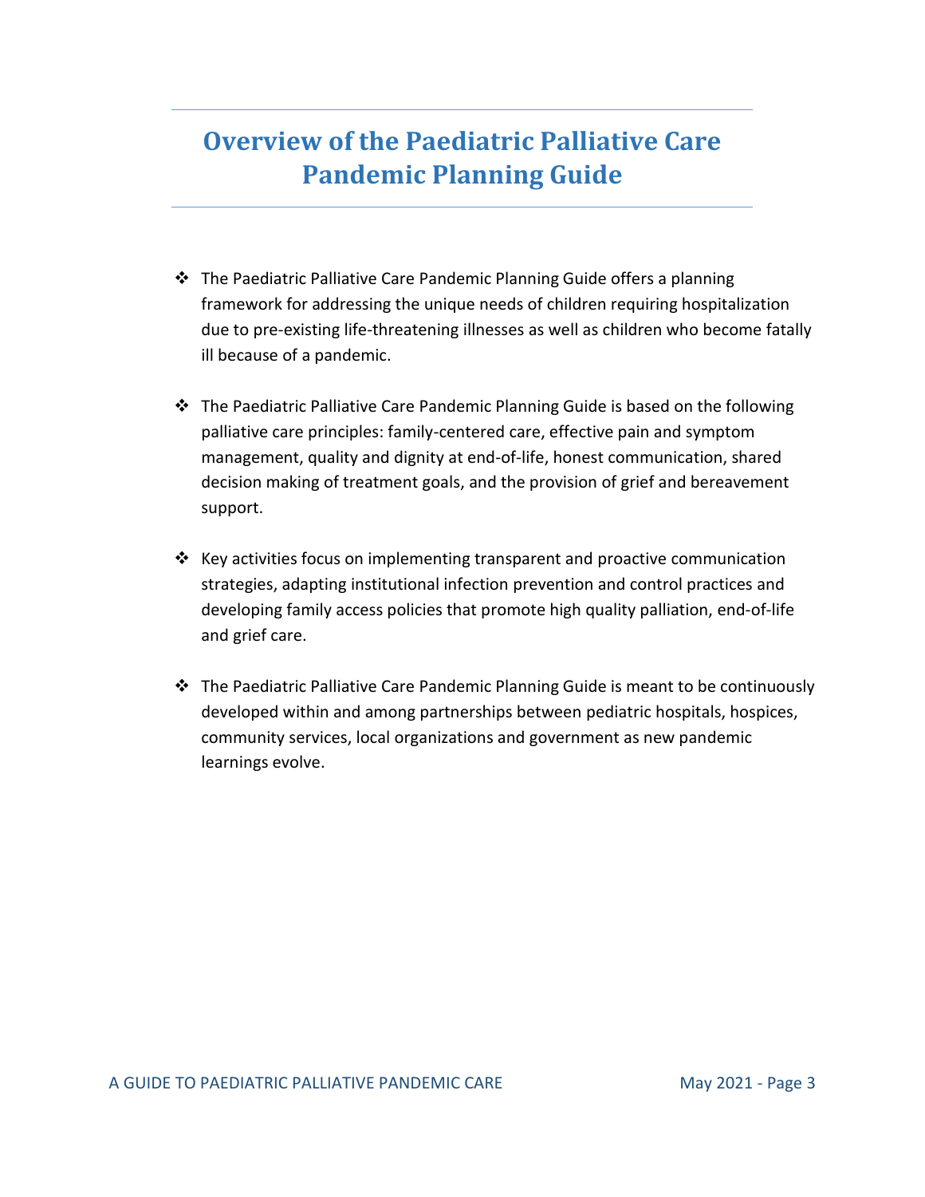# Overview of the Paediatric Palliative Care Pandemic Planning Guide

- The Paediatric Palliative Care Pandemic Planning Guide offers a planning framework for addressing the unique needs of children requiring hospitalization due to pre-existing life-threatening illnesses as well as children who become fatally ill because of a pandemic.

- The Paediatric Palliative Care Pandemic Planning Guide is based on the following palliative care principles: family-centered care, effective pain and symptom management, quality and dignity at end-of-life, honest communication, shared decision making of treatment goals, and the provision of grief and bereavement support.

- Key activities focus on implementing transparent and proactive communication strategies, adapting institutional infection prevention and control practices and developing family access policies that promote high quality palliation, end-of-life and grief care.

- The Paediatric Palliative Care Pandemic Planning Guide is meant to be continuously developed within and among partnerships between pediatric hospitals, hospices, community services, local organizations and government as new pandemic learnings evolve.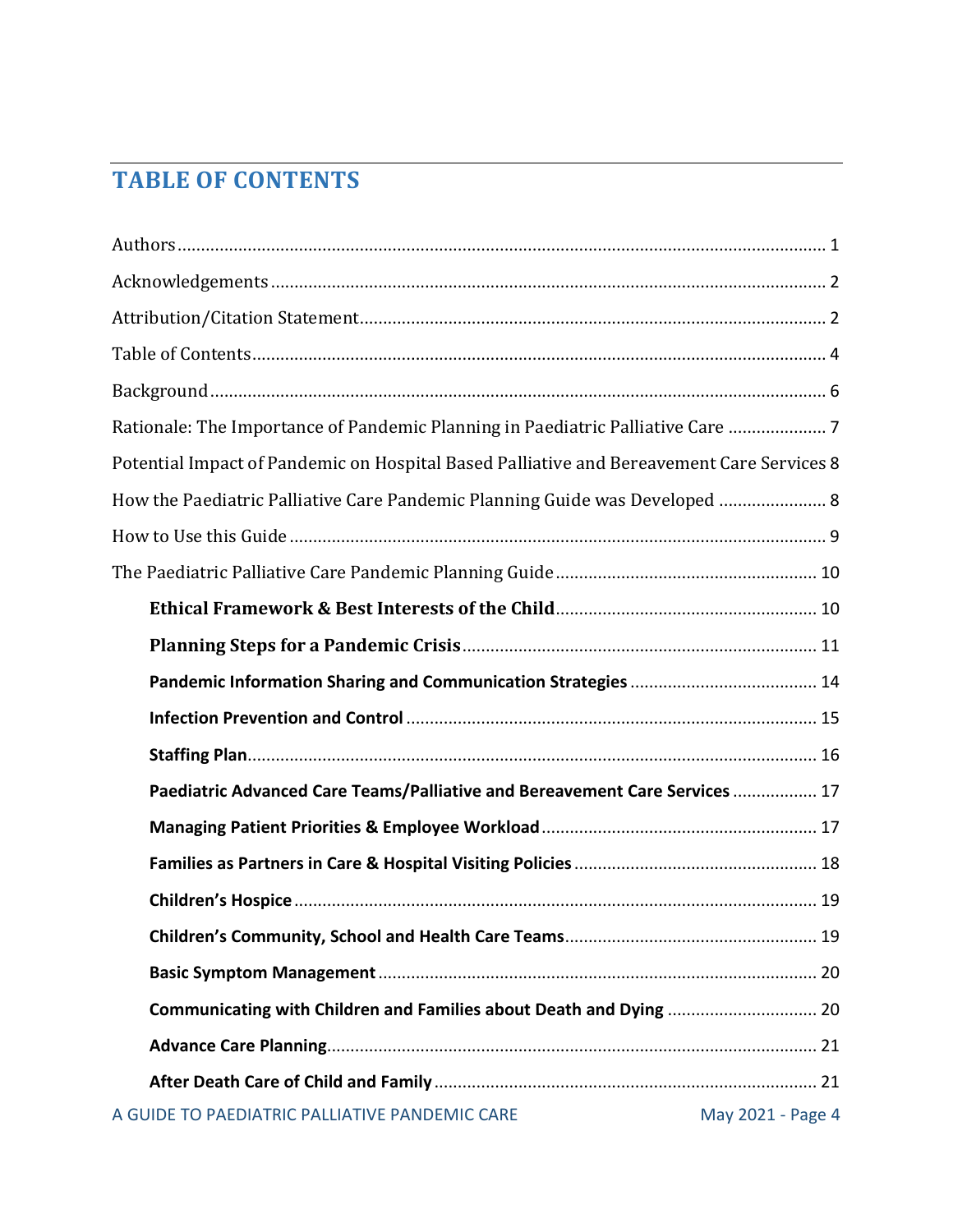# TABLE OF CONTENTS

Authors ........................................................................................................................... 1

Acknowledgements ........................................................................................................ 2

Attribution/Citation Statement ...................................................................................... 2

Table of Contents ........................................................................................................... 4

Background ..................................................................................................................... 6

Rationale: The Importance of Pandemic Planning in Paediatric Palliative Care ..................... 7

Potential Impact of Pandemic on Hospital Based Palliative and Bereavement Care Services 8

How the Paediatric Palliative Care Pandemic Planning Guide was Developed ....................... 8

How to Use this Guide ..................................................................................................... 9

The Paediatric Palliative Care Pandemic Planning Guide ....................................................... 10

- **Ethical Framework & Best Interests of the Child** ....................................................... 10
- **Planning Steps for a Pandemic Crisis** ........................................................................... 11
- **Pandemic Information Sharing and Communication Strategies** ........................................ 14
- **Infection Prevention and Control** ................................................................................ 15
- **Staffing Plan** ............................................................................................................. 16
- **Paediatric Advanced Care Teams/Palliative and Bereavement Care Services** .................. 17
- **Managing Patient Priorities & Employee Workload** ........................................................ 17
- **Families as Partners in Care & Hospital Visiting Policies** ............................................... 18
- **Children's Hospice** ...................................................................................................... 19
- **Children's Community, School and Health Care Teams** .................................................. 19
- **Basic Symptom Management** ....................................................................................... 20
- **Communicating with Children and Families about Death and Dying** ................................ 20
- **Advance Care Planning** ................................................................................................ 21
- **After Death Care of Child and Family** ........................................................................... 21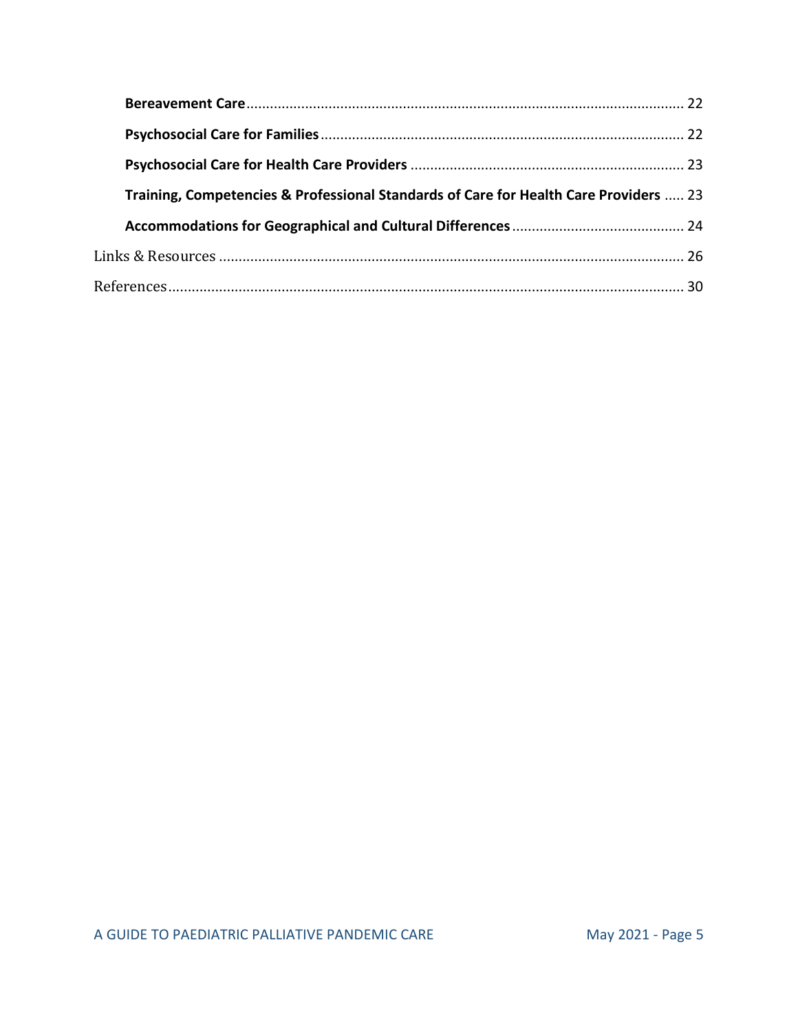**Bereavement Care** ............................................................................................................... 22

**Psychosocial Care for Families** ............................................................................................ 22

**Psychosocial Care for Health Care Providers** ..................................................................... 23

**Training, Competencies & Professional Standards of Care for Health Care Providers** ..... 23

**Accommodations for Geographical and Cultural Differences** ............................................ 24

Links & Resources ....................................................................................................................... 26

References .................................................................................................................................... 30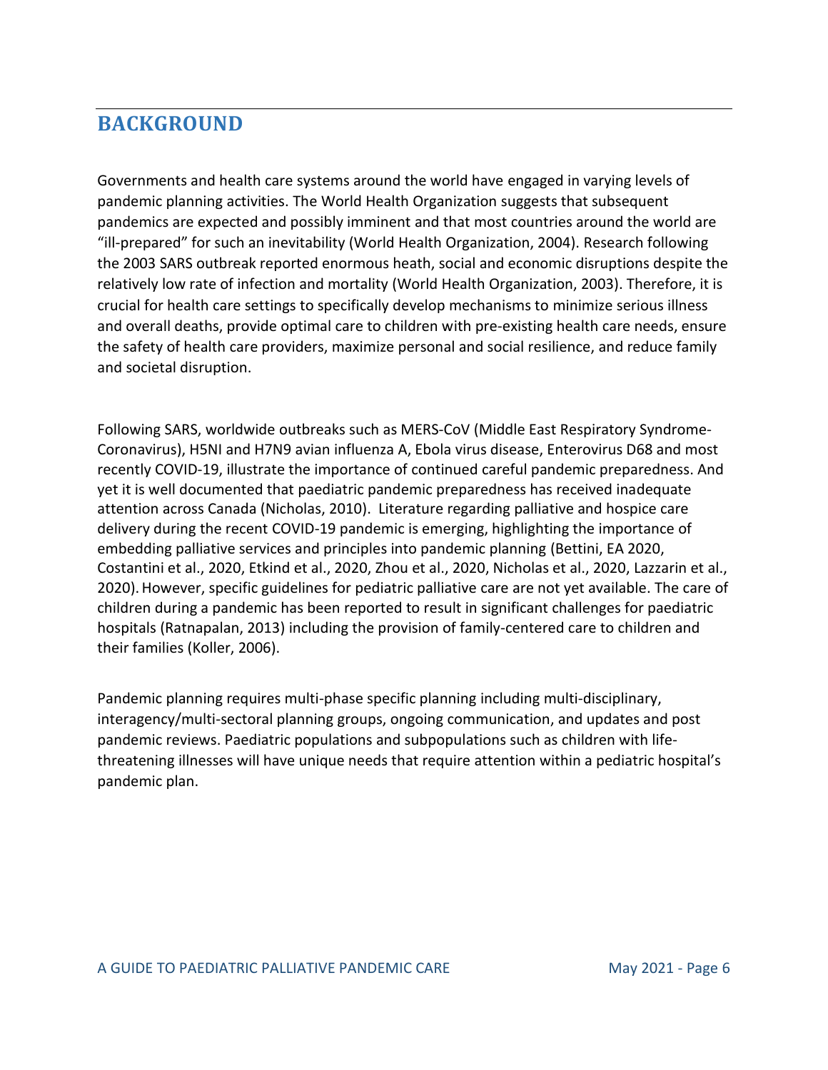## BACKGROUND

Governments and health care systems around the world have engaged in varying levels of pandemic planning activities. The World Health Organization suggests that subsequent pandemics are expected and possibly imminent and that most countries around the world are "ill-prepared" for such an inevitability (World Health Organization, 2004). Research following the 2003 SARS outbreak reported enormous heath, social and economic disruptions despite the relatively low rate of infection and mortality (World Health Organization, 2003). Therefore, it is crucial for health care settings to specifically develop mechanisms to minimize serious illness and overall deaths, provide optimal care to children with pre-existing health care needs, ensure the safety of health care providers, maximize personal and social resilience, and reduce family and societal disruption.

Following SARS, worldwide outbreaks such as MERS-CoV (Middle East Respiratory Syndrome-Coronavirus), H5NI and H7N9 avian influenza A, Ebola virus disease, Enterovirus D68 and most recently COVID-19, illustrate the importance of continued careful pandemic preparedness. And yet it is well documented that paediatric pandemic preparedness has received inadequate attention across Canada (Nicholas, 2010). Literature regarding palliative and hospice care delivery during the recent COVID-19 pandemic is emerging, highlighting the importance of embedding palliative services and principles into pandemic planning (Bettini, EA 2020, Costantini et al., 2020, Etkind et al., 2020, Zhou et al., 2020, Nicholas et al., 2020, Lazzarin et al., 2020). However, specific guidelines for pediatric palliative care are not yet available. The care of children during a pandemic has been reported to result in significant challenges for paediatric hospitals (Ratnapalan, 2013) including the provision of family-centered care to children and their families (Koller, 2006).

Pandemic planning requires multi-phase specific planning including multi-disciplinary, interagency/multi-sectoral planning groups, ongoing communication, and updates and post pandemic reviews. Paediatric populations and subpopulations such as children with life-threatening illnesses will have unique needs that require attention within a pediatric hospital's pandemic plan.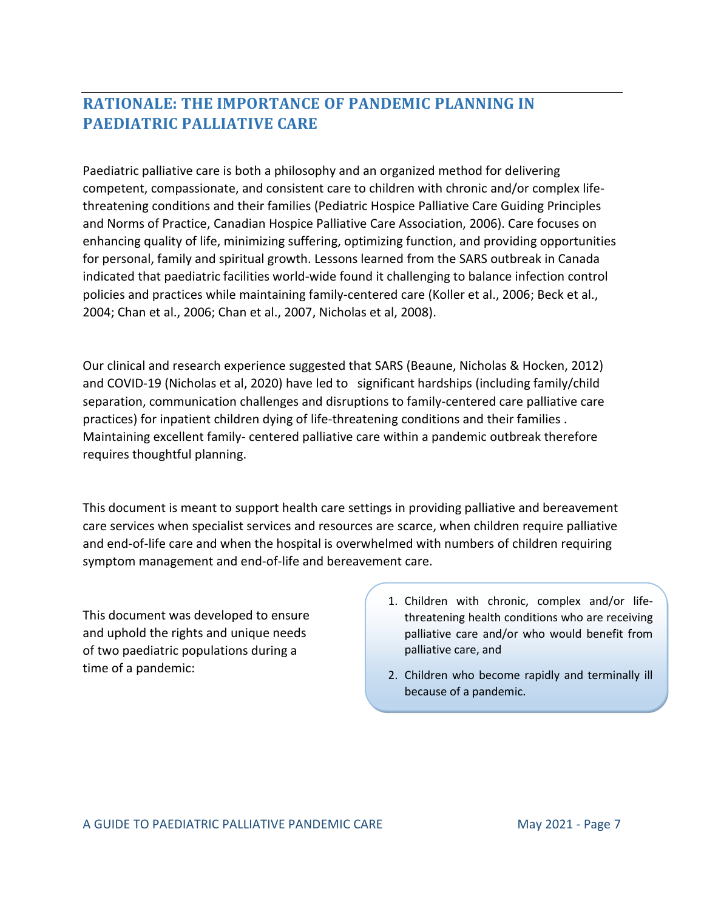## RATIONALE: THE IMPORTANCE OF PANDEMIC PLANNING IN PAEDIATRIC PALLIATIVE CARE

Paediatric palliative care is both a philosophy and an organized method for delivering competent, compassionate, and consistent care to children with chronic and/or complex life-threatening conditions and their families (Pediatric Hospice Palliative Care Guiding Principles and Norms of Practice, Canadian Hospice Palliative Care Association, 2006). Care focuses on enhancing quality of life, minimizing suffering, optimizing function, and providing opportunities for personal, family and spiritual growth. Lessons learned from the SARS outbreak in Canada indicated that paediatric facilities world-wide found it challenging to balance infection control policies and practices while maintaining family-centered care (Koller et al., 2006; Beck et al., 2004; Chan et al., 2006; Chan et al., 2007, Nicholas et al, 2008).

Our clinical and research experience suggested that SARS (Beaune, Nicholas & Hocken, 2012) and COVID-19 (Nicholas et al, 2020) have led to significant hardships (including family/child separation, communication challenges and disruptions to family-centered care palliative care practices) for inpatient children dying of life-threatening conditions and their families . Maintaining excellent family- centered palliative care within a pandemic outbreak therefore requires thoughtful planning.

This document is meant to support health care settings in providing palliative and bereavement care services when specialist services and resources are scarce, when children require palliative and end-of-life care and when the hospital is overwhelmed with numbers of children requiring symptom management and end-of-life and bereavement care.

This document was developed to ensure and uphold the rights and unique needs of two paediatric populations during a time of a pandemic:

1. Children with chronic, complex and/or life-threatening health conditions who are receiving palliative care and/or who would benefit from palliative care, and
2. Children who become rapidly and terminally ill because of a pandemic.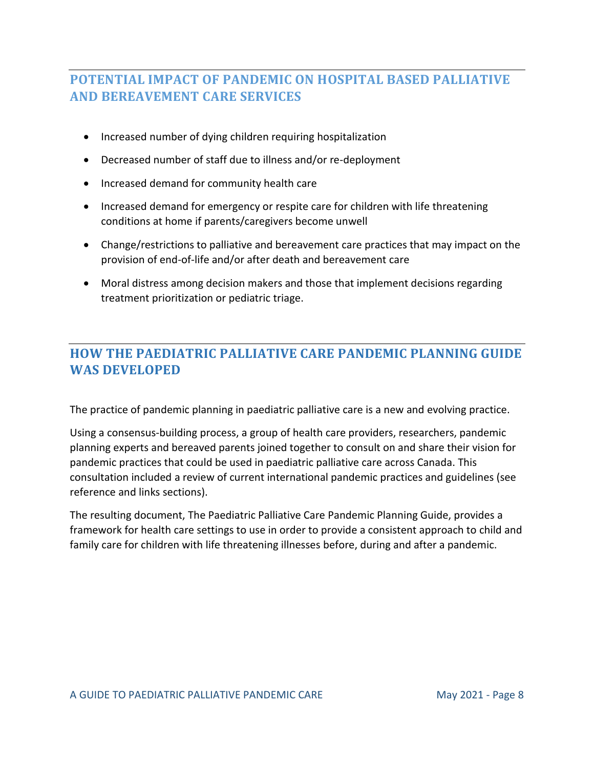## POTENTIAL IMPACT OF PANDEMIC ON HOSPITAL BASED PALLIATIVE AND BEREAVEMENT CARE SERVICES

- Increased number of dying children requiring hospitalization
- Decreased number of staff due to illness and/or re-deployment
- Increased demand for community health care
- Increased demand for emergency or respite care for children with life threatening conditions at home if parents/caregivers become unwell
- Change/restrictions to palliative and bereavement care practices that may impact on the provision of end-of-life and/or after death and bereavement care
- Moral distress among decision makers and those that implement decisions regarding treatment prioritization or pediatric triage.

## HOW THE PAEDIATRIC PALLIATIVE CARE PANDEMIC PLANNING GUIDE WAS DEVELOPED

The practice of pandemic planning in paediatric palliative care is a new and evolving practice.

Using a consensus-building process, a group of health care providers, researchers, pandemic planning experts and bereaved parents joined together to consult on and share their vision for pandemic practices that could be used in paediatric palliative care across Canada. This consultation included a review of current international pandemic practices and guidelines (see reference and links sections).

The resulting document, The Paediatric Palliative Care Pandemic Planning Guide, provides a framework for health care settings to use in order to provide a consistent approach to child and family care for children with life threatening illnesses before, during and after a pandemic.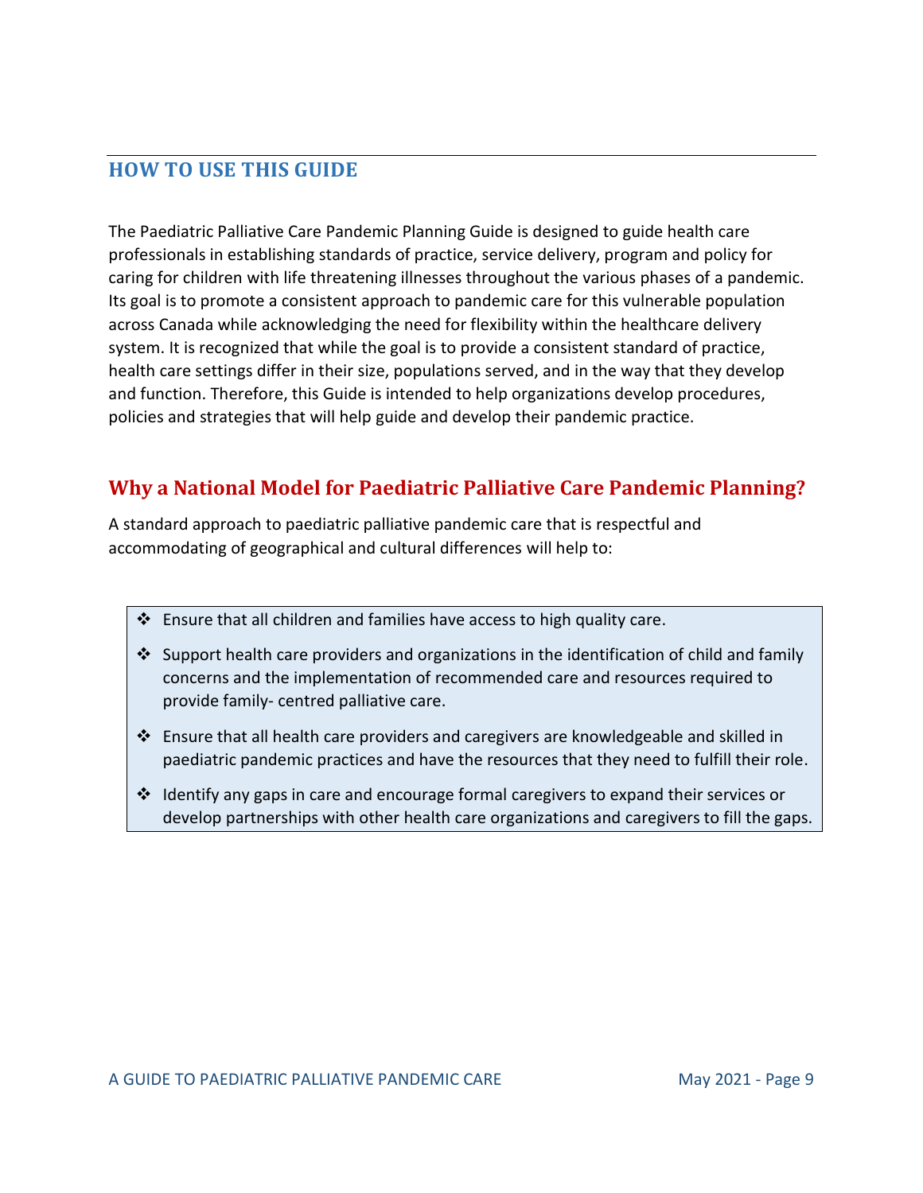## HOW TO USE THIS GUIDE

The Paediatric Palliative Care Pandemic Planning Guide is designed to guide health care professionals in establishing standards of practice, service delivery, program and policy for caring for children with life threatening illnesses throughout the various phases of a pandemic. Its goal is to promote a consistent approach to pandemic care for this vulnerable population across Canada while acknowledging the need for flexibility within the healthcare delivery system. It is recognized that while the goal is to provide a consistent standard of practice, health care settings differ in their size, populations served, and in the way that they develop and function. Therefore, this Guide is intended to help organizations develop procedures, policies and strategies that will help guide and develop their pandemic practice.

### Why a National Model for Paediatric Palliative Care Pandemic Planning?

A standard approach to paediatric palliative pandemic care that is respectful and accommodating of geographical and cultural differences will help to:

- Ensure that all children and families have access to high quality care.
- Support health care providers and organizations in the identification of child and family concerns and the implementation of recommended care and resources required to provide family- centred palliative care.
- Ensure that all health care providers and caregivers are knowledgeable and skilled in paediatric pandemic practices and have the resources that they need to fulfill their role.
- Identify any gaps in care and encourage formal caregivers to expand their services or develop partnerships with other health care organizations and caregivers to fill the gaps.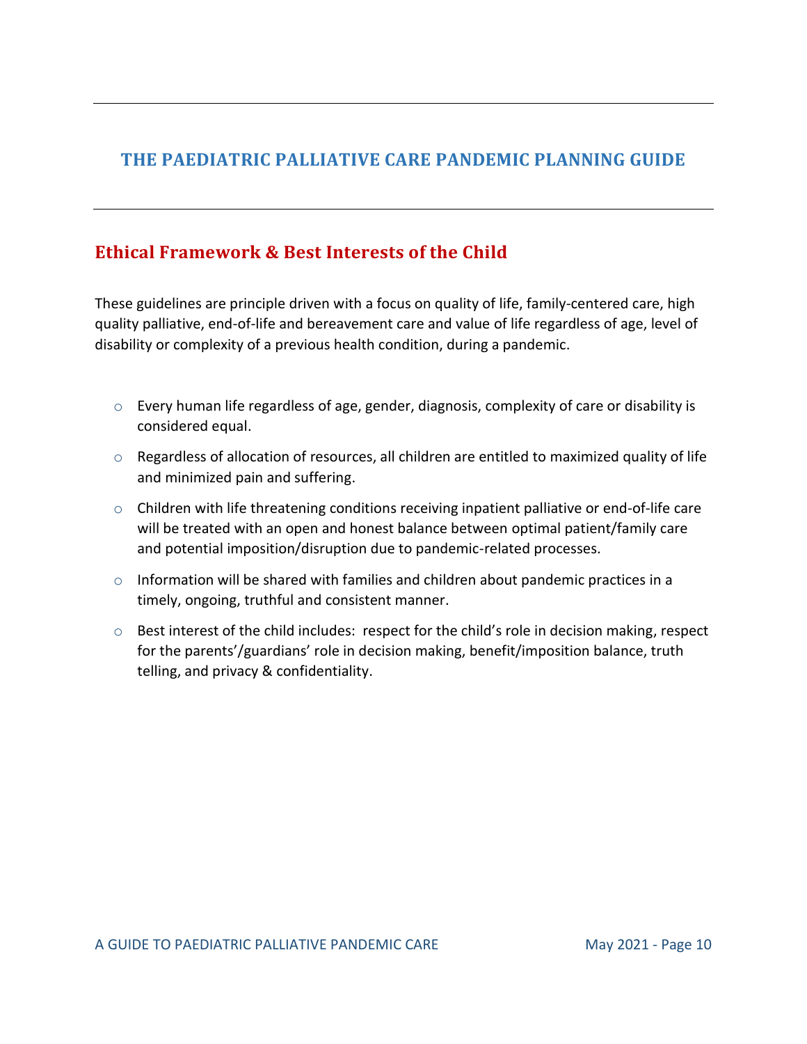# THE PAEDIATRIC PALLIATIVE CARE PANDEMIC PLANNING GUIDE

## Ethical Framework & Best Interests of the Child

These guidelines are principle driven with a focus on quality of life, family-centered care, high quality palliative, end-of-life and bereavement care and value of life regardless of age, level of disability or complexity of a previous health condition, during a pandemic.

- Every human life regardless of age, gender, diagnosis, complexity of care or disability is considered equal.
- Regardless of allocation of resources, all children are entitled to maximized quality of life and minimized pain and suffering.
- Children with life threatening conditions receiving inpatient palliative or end-of-life care will be treated with an open and honest balance between optimal patient/family care and potential imposition/disruption due to pandemic-related processes.
- Information will be shared with families and children about pandemic practices in a timely, ongoing, truthful and consistent manner.
- Best interest of the child includes: respect for the child's role in decision making, respect for the parents'/guardians' role in decision making, benefit/imposition balance, truth telling, and privacy & confidentiality.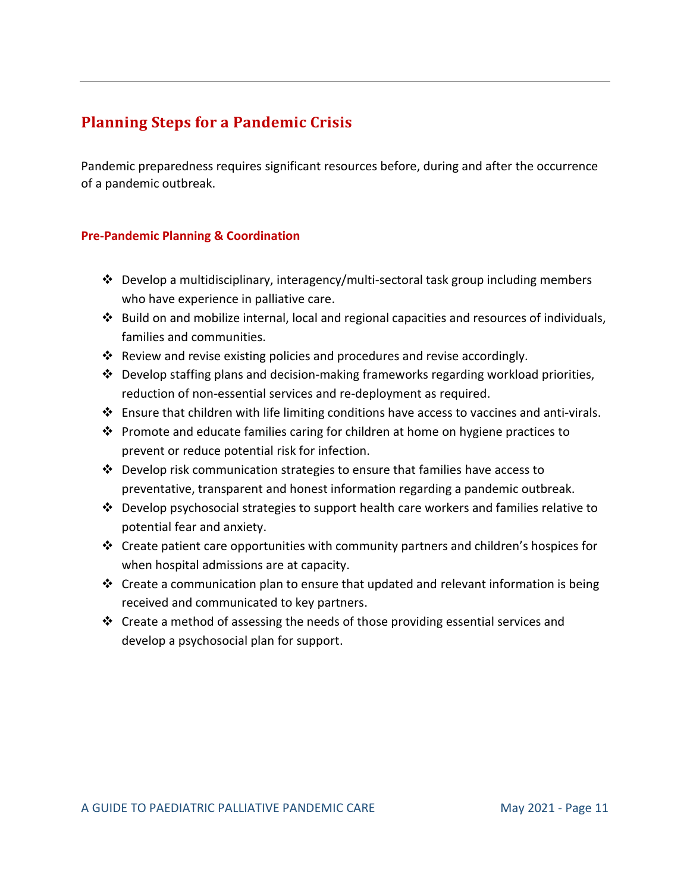## Planning Steps for a Pandemic Crisis

Pandemic preparedness requires significant resources before, during and after the occurrence of a pandemic outbreak.

### Pre-Pandemic Planning & Coordination

- Develop a multidisciplinary, interagency/multi-sectoral task group including members who have experience in palliative care.
- Build on and mobilize internal, local and regional capacities and resources of individuals, families and communities.
- Review and revise existing policies and procedures and revise accordingly.
- Develop staffing plans and decision-making frameworks regarding workload priorities, reduction of non-essential services and re-deployment as required.
- Ensure that children with life limiting conditions have access to vaccines and anti-virals.
- Promote and educate families caring for children at home on hygiene practices to prevent or reduce potential risk for infection.
- Develop risk communication strategies to ensure that families have access to preventative, transparent and honest information regarding a pandemic outbreak.
- Develop psychosocial strategies to support health care workers and families relative to potential fear and anxiety.
- Create patient care opportunities with community partners and children's hospices for when hospital admissions are at capacity.
- Create a communication plan to ensure that updated and relevant information is being received and communicated to key partners.
- Create a method of assessing the needs of those providing essential services and develop a psychosocial plan for support.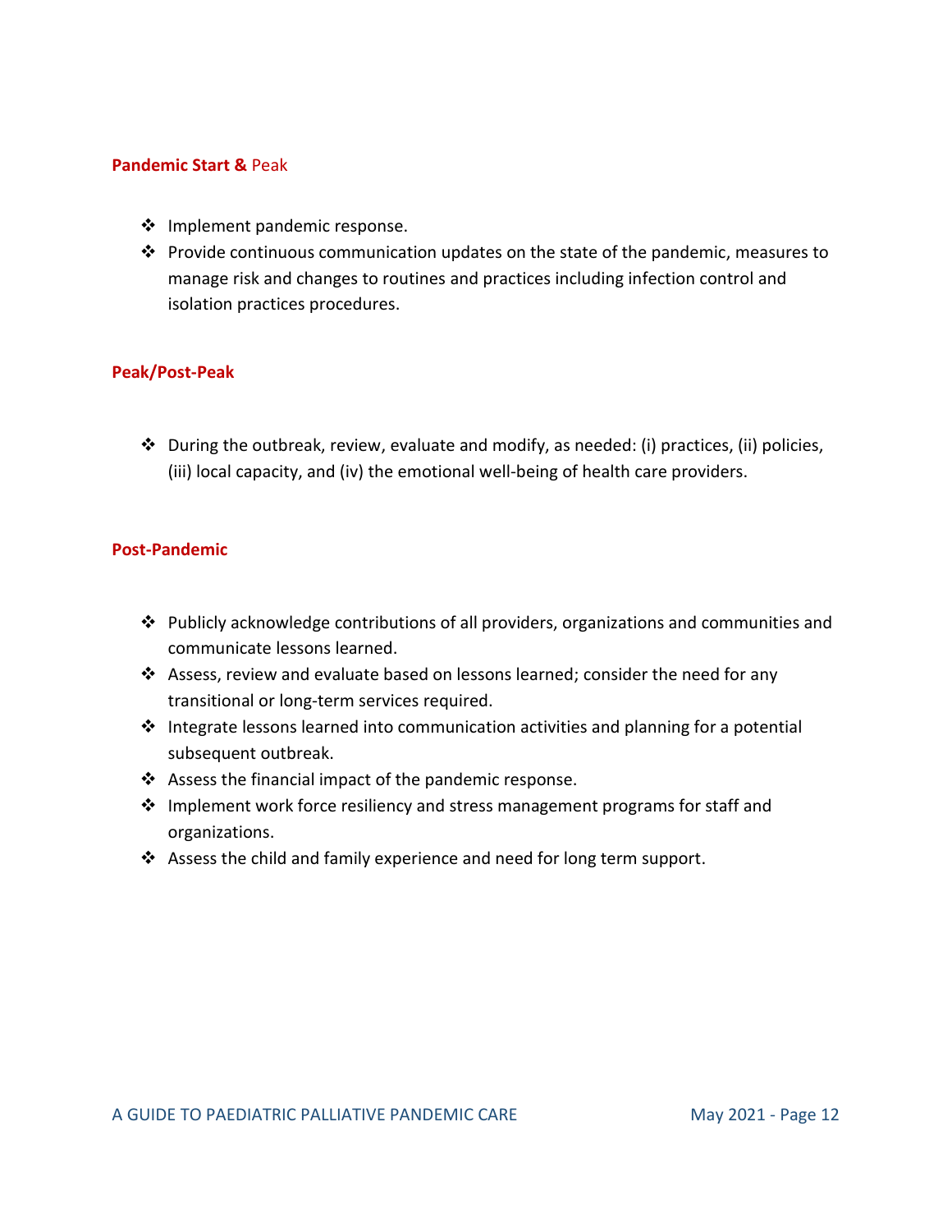**Pandemic Start & Peak**

- Implement pandemic response.
- Provide continuous communication updates on the state of the pandemic, measures to manage risk and changes to routines and practices including infection control and isolation practices procedures.

**Peak/Post-Peak**

- During the outbreak, review, evaluate and modify, as needed: (i) practices, (ii) policies, (iii) local capacity, and (iv) the emotional well-being of health care providers.

**Post-Pandemic**

- Publicly acknowledge contributions of all providers, organizations and communities and communicate lessons learned.
- Assess, review and evaluate based on lessons learned; consider the need for any transitional or long-term services required.
- Integrate lessons learned into communication activities and planning for a potential subsequent outbreak.
- Assess the financial impact of the pandemic response.
- Implement work force resiliency and stress management programs for staff and organizations.
- Assess the child and family experience and need for long term support.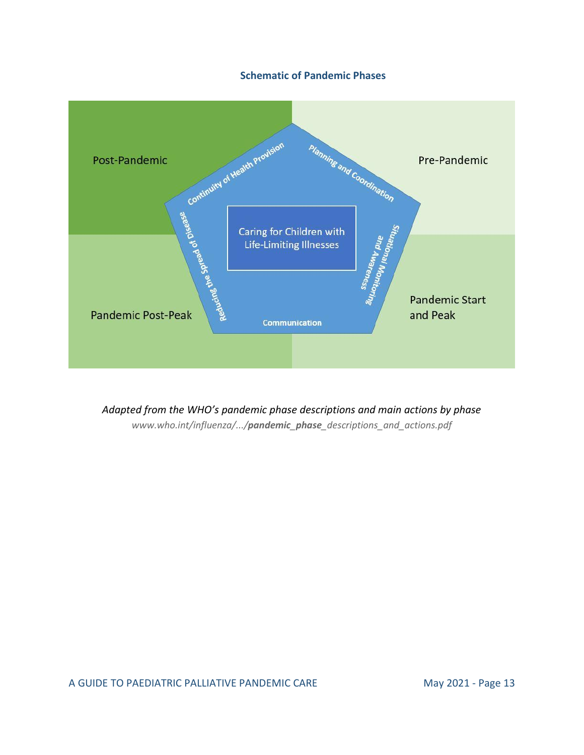### Schematic of Pandemic Phases

Post-Pandemic

Pre-Pandemic

Pandemic Post-Peak

Pandemic Start and Peak

Continuity of Health Provision

Planning and Coordination

Situational Monitoring and Awareness

Communication

Reducing the Spread of Disease

Caring for Children with Life-Limiting Illnesses

*Adapted from the WHO's pandemic phase descriptions and main actions by phase*

*www.who.int/influenza/.../**pandemic_phase**_descriptions_and_actions.pdf*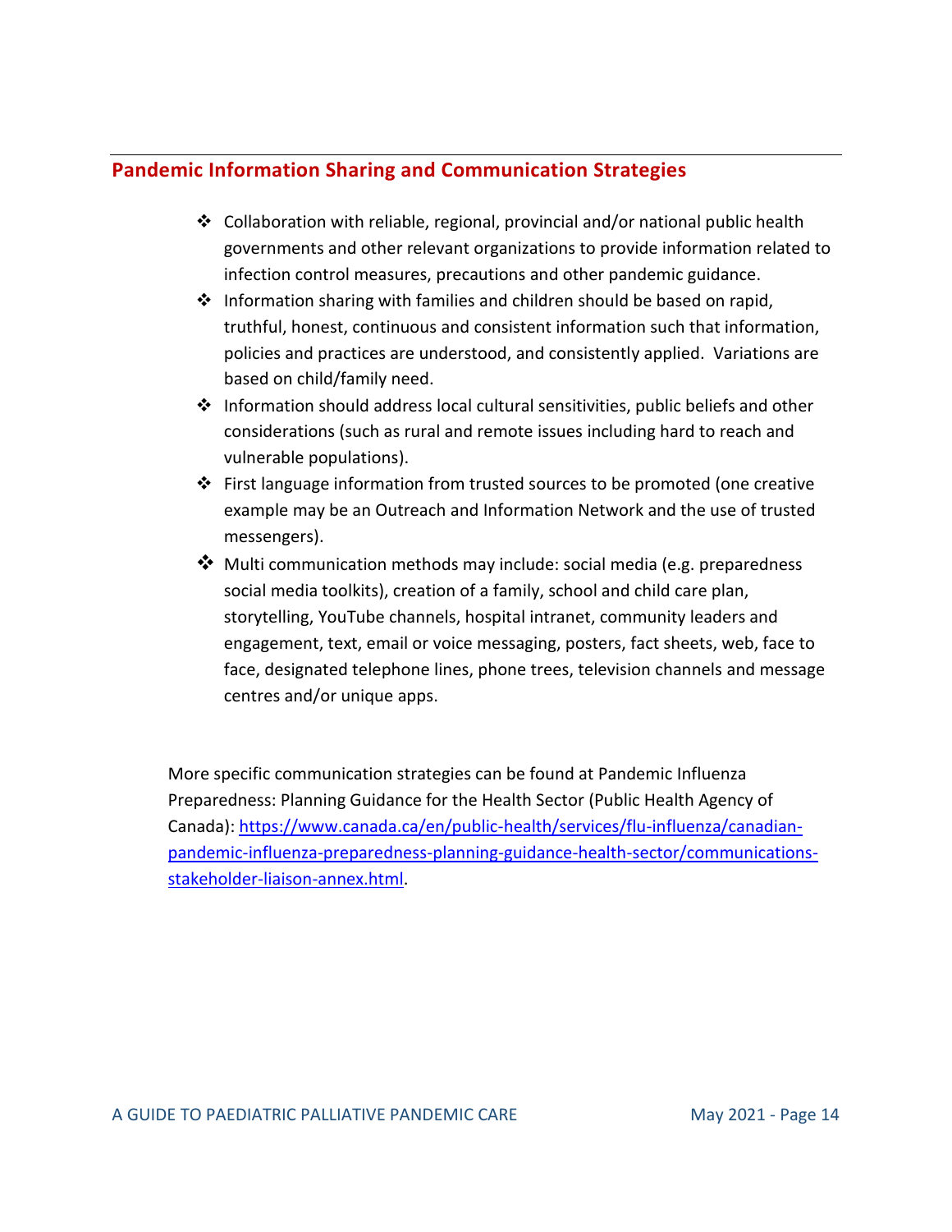## Pandemic Information Sharing and Communication Strategies

- Collaboration with reliable, regional, provincial and/or national public health governments and other relevant organizations to provide information related to infection control measures, precautions and other pandemic guidance.
- Information sharing with families and children should be based on rapid, truthful, honest, continuous and consistent information such that information, policies and practices are understood, and consistently applied. Variations are based on child/family need.
- Information should address local cultural sensitivities, public beliefs and other considerations (such as rural and remote issues including hard to reach and vulnerable populations).
- First language information from trusted sources to be promoted (one creative example may be an Outreach and Information Network and the use of trusted messengers).
- Multi communication methods may include: social media (e.g. preparedness social media toolkits), creation of a family, school and child care plan, storytelling, YouTube channels, hospital intranet, community leaders and engagement, text, email or voice messaging, posters, fact sheets, web, face to face, designated telephone lines, phone trees, television channels and message centres and/or unique apps.

More specific communication strategies can be found at Pandemic Influenza Preparedness: Planning Guidance for the Health Sector (Public Health Agency of Canada): [https://www.canada.ca/en/public-health/services/flu-influenza/canadian-pandemic-influenza-preparedness-planning-guidance-health-sector/communications-stakeholder-liaison-annex.html](https://www.canada.ca/en/public-health/services/flu-influenza/canadian-pandemic-influenza-preparedness-planning-guidance-health-sector/communications-stakeholder-liaison-annex.html).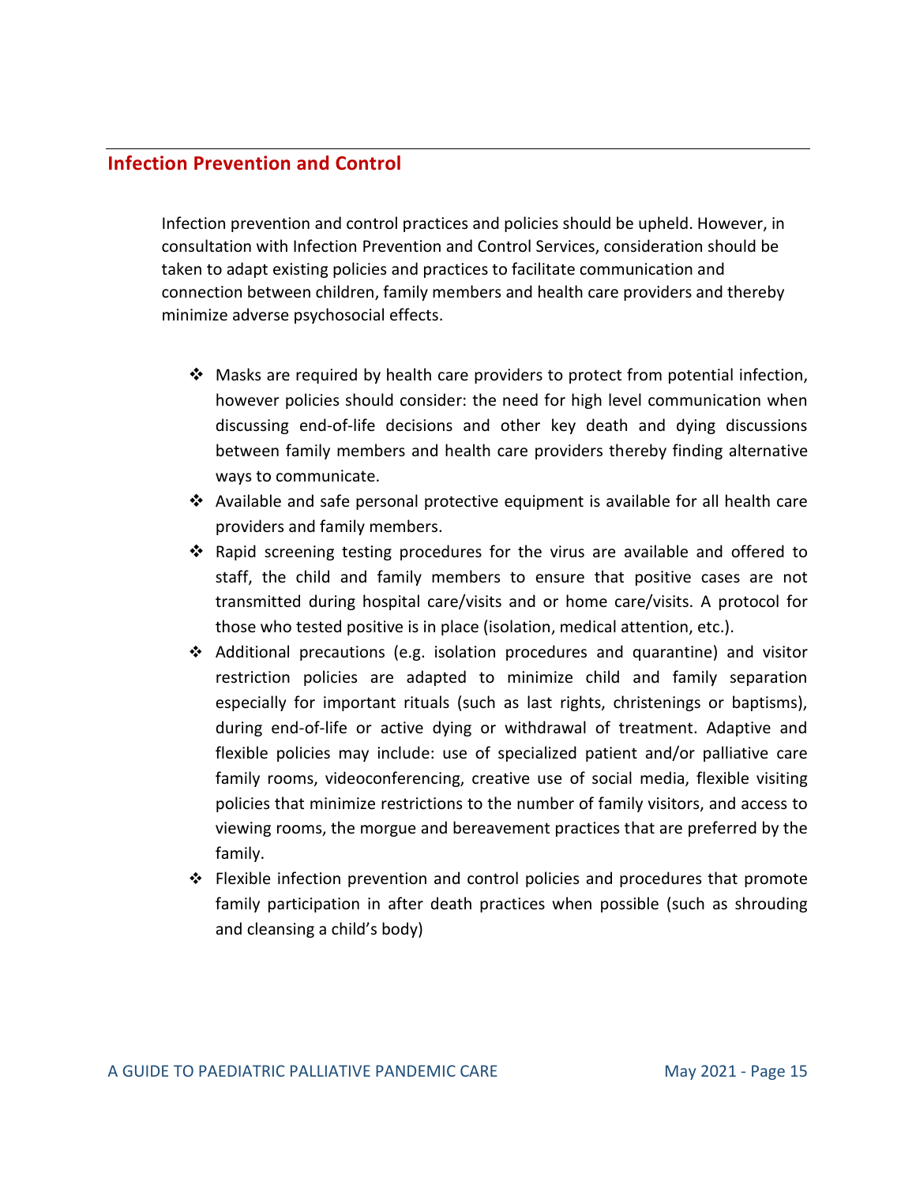## Infection Prevention and Control

Infection prevention and control practices and policies should be upheld. However, in consultation with Infection Prevention and Control Services, consideration should be taken to adapt existing policies and practices to facilitate communication and connection between children, family members and health care providers and thereby minimize adverse psychosocial effects.

- Masks are required by health care providers to protect from potential infection, however policies should consider: the need for high level communication when discussing end-of-life decisions and other key death and dying discussions between family members and health care providers thereby finding alternative ways to communicate.
- Available and safe personal protective equipment is available for all health care providers and family members.
- Rapid screening testing procedures for the virus are available and offered to staff, the child and family members to ensure that positive cases are not transmitted during hospital care/visits and or home care/visits. A protocol for those who tested positive is in place (isolation, medical attention, etc.).
- Additional precautions (e.g. isolation procedures and quarantine) and visitor restriction policies are adapted to minimize child and family separation especially for important rituals (such as last rights, christenings or baptisms), during end-of-life or active dying or withdrawal of treatment. Adaptive and flexible policies may include: use of specialized patient and/or palliative care family rooms, videoconferencing, creative use of social media, flexible visiting policies that minimize restrictions to the number of family visitors, and access to viewing rooms, the morgue and bereavement practices that are preferred by the family.
- Flexible infection prevention and control policies and procedures that promote family participation in after death practices when possible (such as shrouding and cleansing a child's body)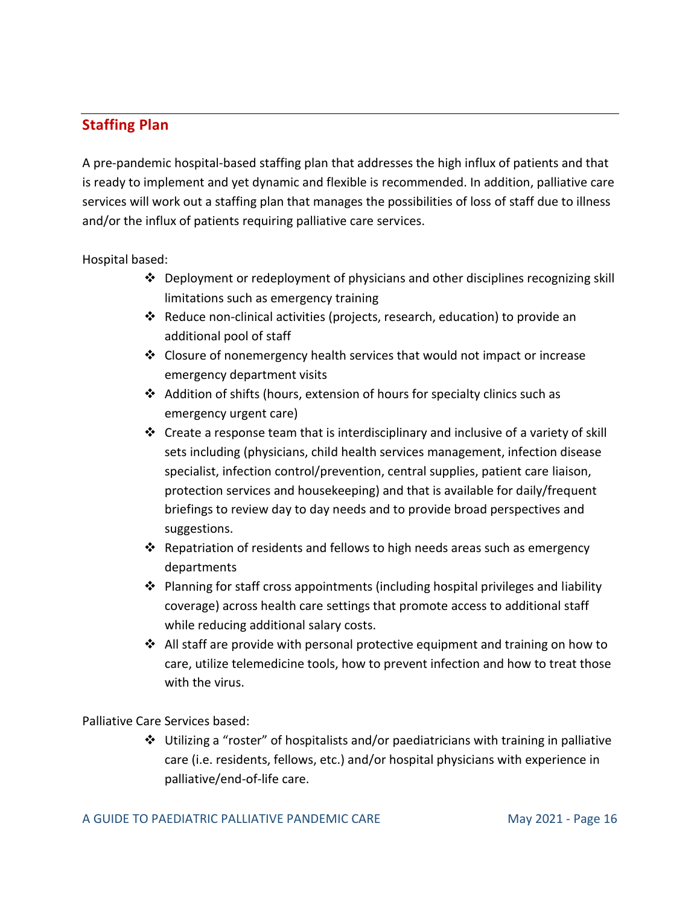## Staffing Plan

A pre-pandemic hospital-based staffing plan that addresses the high influx of patients and that is ready to implement and yet dynamic and flexible is recommended. In addition, palliative care services will work out a staffing plan that manages the possibilities of loss of staff due to illness and/or the influx of patients requiring palliative care services.

Hospital based:

- Deployment or redeployment of physicians and other disciplines recognizing skill limitations such as emergency training
- Reduce non-clinical activities (projects, research, education) to provide an additional pool of staff
- Closure of nonemergency health services that would not impact or increase emergency department visits
- Addition of shifts (hours, extension of hours for specialty clinics such as emergency urgent care)
- Create a response team that is interdisciplinary and inclusive of a variety of skill sets including (physicians, child health services management, infection disease specialist, infection control/prevention, central supplies, patient care liaison, protection services and housekeeping) and that is available for daily/frequent briefings to review day to day needs and to provide broad perspectives and suggestions.
- Repatriation of residents and fellows to high needs areas such as emergency departments
- Planning for staff cross appointments (including hospital privileges and liability coverage) across health care settings that promote access to additional staff while reducing additional salary costs.
- All staff are provide with personal protective equipment and training on how to care, utilize telemedicine tools, how to prevent infection and how to treat those with the virus.

Palliative Care Services based:

- Utilizing a "roster" of hospitalists and/or paediatricians with training in palliative care (i.e. residents, fellows, etc.) and/or hospital physicians with experience in palliative/end-of-life care.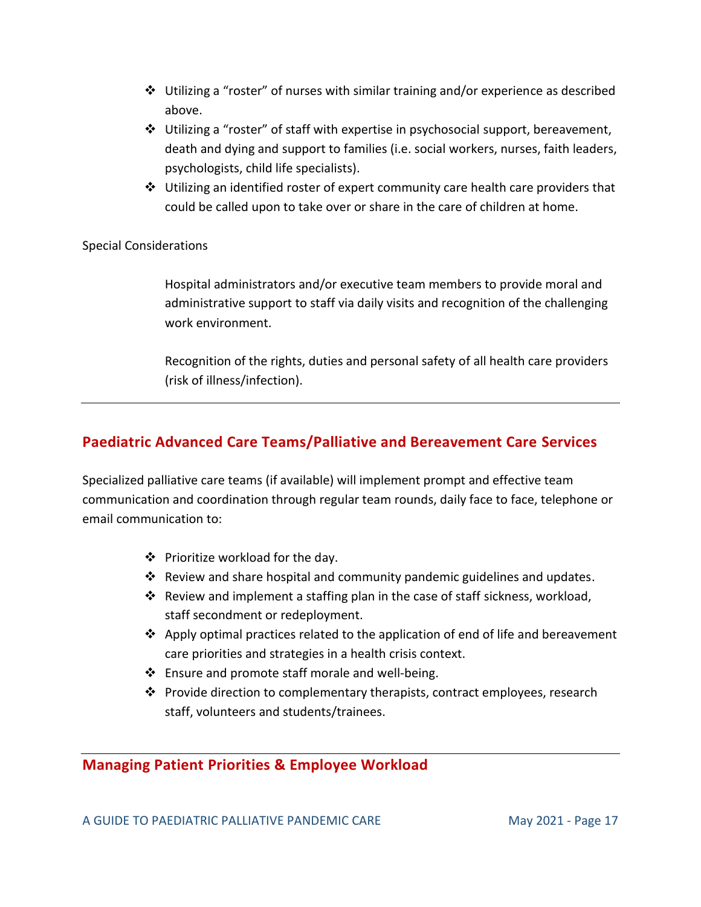- Utilizing a “roster” of nurses with similar training and/or experience as described above.
- Utilizing a “roster” of staff with expertise in psychosocial support, bereavement, death and dying and support to families (i.e. social workers, nurses, faith leaders, psychologists, child life specialists).
- Utilizing an identified roster of expert community care health care providers that could be called upon to take over or share in the care of children at home.

Special Considerations

Hospital administrators and/or executive team members to provide moral and administrative support to staff via daily visits and recognition of the challenging work environment.

Recognition of the rights, duties and personal safety of all health care providers (risk of illness/infection).

---

## Paediatric Advanced Care Teams/Palliative and Bereavement Care Services

Specialized palliative care teams (if available) will implement prompt and effective team communication and coordination through regular team rounds, daily face to face, telephone or email communication to:

- Prioritize workload for the day.
- Review and share hospital and community pandemic guidelines and updates.
- Review and implement a staffing plan in the case of staff sickness, workload, staff secondment or redeployment.
- Apply optimal practices related to the application of end of life and bereavement care priorities and strategies in a health crisis context.
- Ensure and promote staff morale and well-being.
- Provide direction to complementary therapists, contract employees, research staff, volunteers and students/trainees.

---

## Managing Patient Priorities & Employee Workload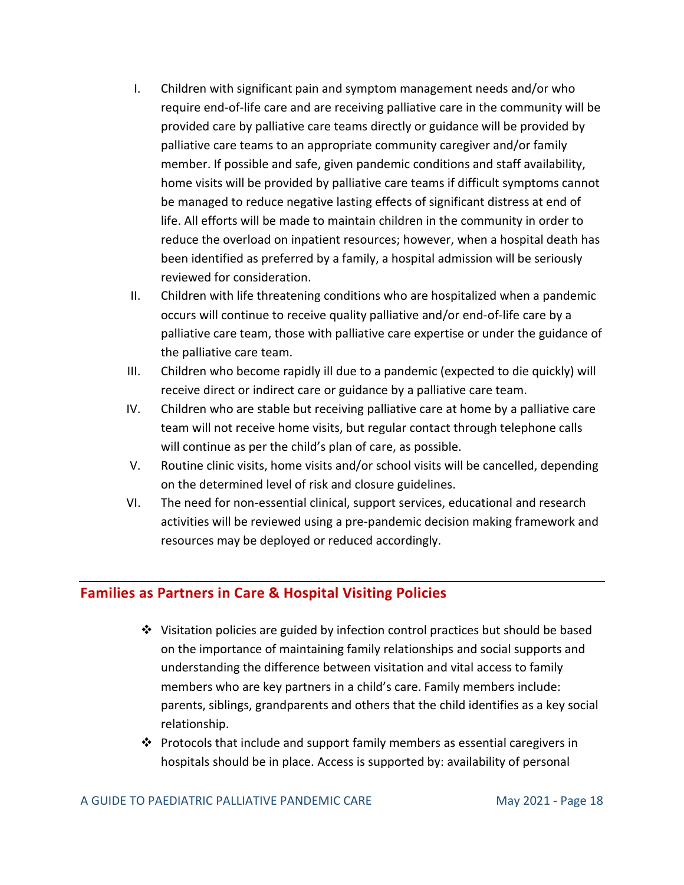I. Children with significant pain and symptom management needs and/or who require end-of-life care and are receiving palliative care in the community will be provided care by palliative care teams directly or guidance will be provided by palliative care teams to an appropriate community caregiver and/or family member. If possible and safe, given pandemic conditions and staff availability, home visits will be provided by palliative care teams if difficult symptoms cannot be managed to reduce negative lasting effects of significant distress at end of life. All efforts will be made to maintain children in the community in order to reduce the overload on inpatient resources; however, when a hospital death has been identified as preferred by a family, a hospital admission will be seriously reviewed for consideration.

II. Children with life threatening conditions who are hospitalized when a pandemic occurs will continue to receive quality palliative and/or end-of-life care by a palliative care team, those with palliative care expertise or under the guidance of the palliative care team.

III. Children who become rapidly ill due to a pandemic (expected to die quickly) will receive direct or indirect care or guidance by a palliative care team.

IV. Children who are stable but receiving palliative care at home by a palliative care team will not receive home visits, but regular contact through telephone calls will continue as per the child's plan of care, as possible.

V. Routine clinic visits, home visits and/or school visits will be cancelled, depending on the determined level of risk and closure guidelines.

VI. The need for non-essential clinical, support services, educational and research activities will be reviewed using a pre-pandemic decision making framework and resources may be deployed or reduced accordingly.

## Families as Partners in Care & Hospital Visiting Policies

- Visitation policies are guided by infection control practices but should be based on the importance of maintaining family relationships and social supports and understanding the difference between visitation and vital access to family members who are key partners in a child's care. Family members include: parents, siblings, grandparents and others that the child identifies as a key social relationship.
- Protocols that include and support family members as essential caregivers in hospitals should be in place. Access is supported by: availability of personal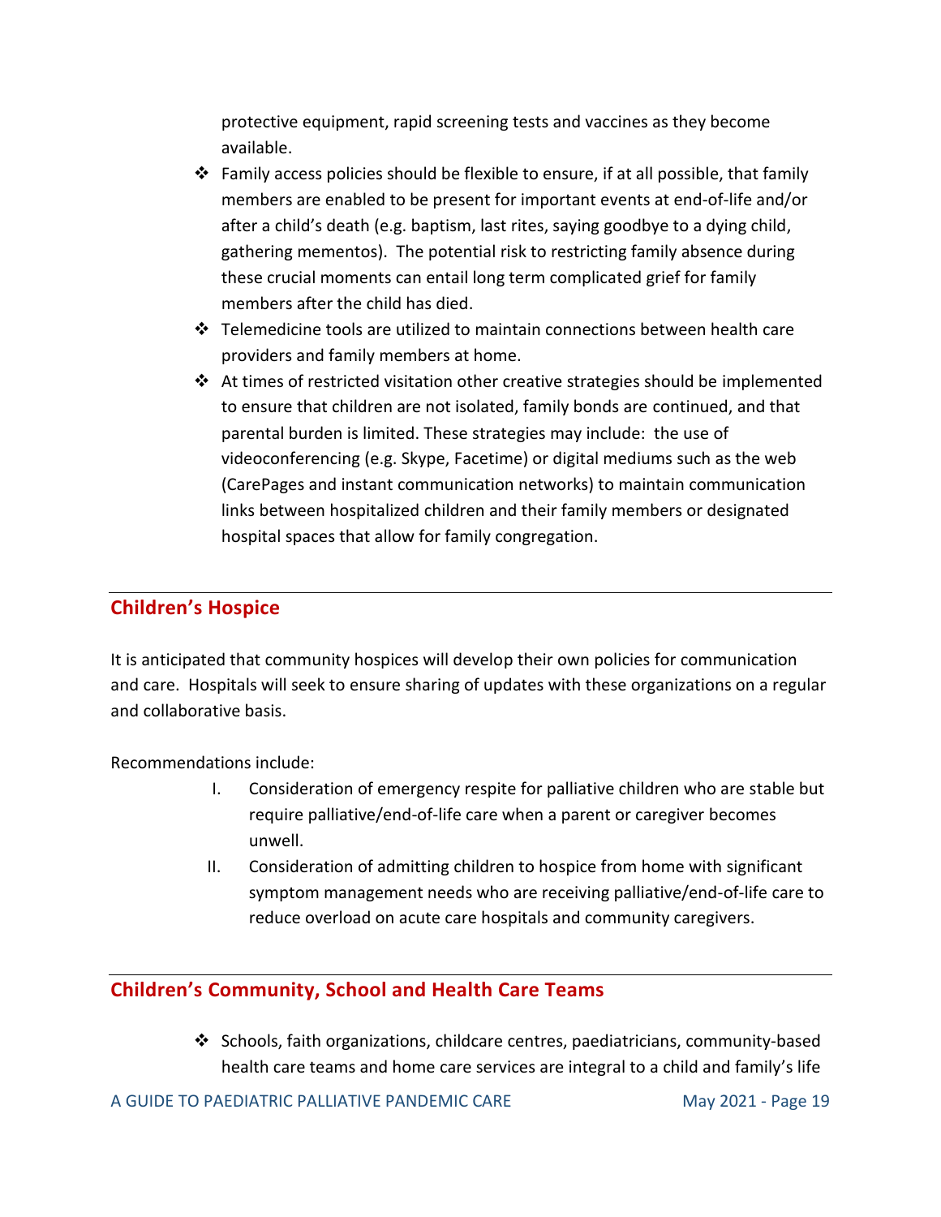protective equipment, rapid screening tests and vaccines as they become available.

- Family access policies should be flexible to ensure, if at all possible, that family members are enabled to be present for important events at end-of-life and/or after a child's death (e.g. baptism, last rites, saying goodbye to a dying child, gathering mementos). The potential risk to restricting family absence during these crucial moments can entail long term complicated grief for family members after the child has died.
- Telemedicine tools are utilized to maintain connections between health care providers and family members at home.
- At times of restricted visitation other creative strategies should be implemented to ensure that children are not isolated, family bonds are continued, and that parental burden is limited. These strategies may include: the use of videoconferencing (e.g. Skype, Facetime) or digital mediums such as the web (CarePages and instant communication networks) to maintain communication links between hospitalized children and their family members or designated hospital spaces that allow for family congregation.

## Children's Hospice

It is anticipated that community hospices will develop their own policies for communication and care. Hospitals will seek to ensure sharing of updates with these organizations on a regular and collaborative basis.

Recommendations include:

I. Consideration of emergency respite for palliative children who are stable but require palliative/end-of-life care when a parent or caregiver becomes unwell.

II. Consideration of admitting children to hospice from home with significant symptom management needs who are receiving palliative/end-of-life care to reduce overload on acute care hospitals and community caregivers.

## Children's Community, School and Health Care Teams

- Schools, faith organizations, childcare centres, paediatricians, community-based health care teams and home care services are integral to a child and family's life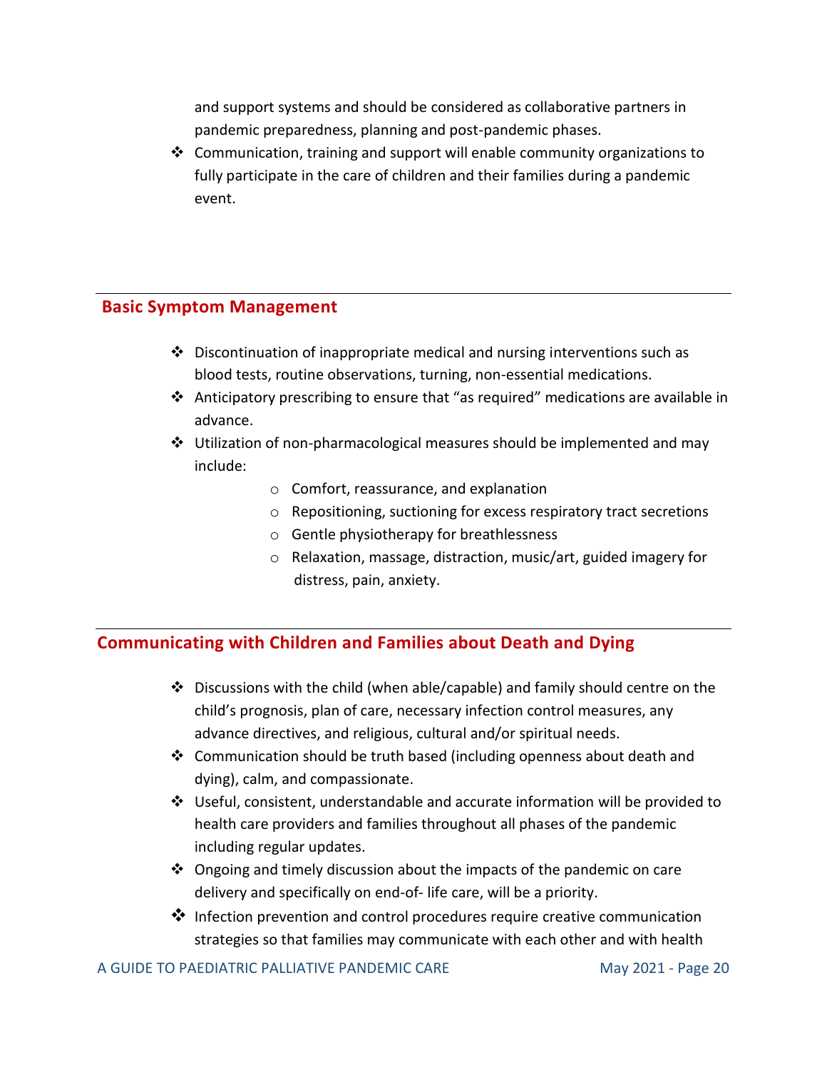and support systems and should be considered as collaborative partners in pandemic preparedness, planning and post-pandemic phases.

- Communication, training and support will enable community organizations to fully participate in the care of children and their families during a pandemic event.

## Basic Symptom Management

- Discontinuation of inappropriate medical and nursing interventions such as blood tests, routine observations, turning, non-essential medications.
- Anticipatory prescribing to ensure that "as required" medications are available in advance.
- Utilization of non-pharmacological measures should be implemented and may include:
  - Comfort, reassurance, and explanation
  - Repositioning, suctioning for excess respiratory tract secretions
  - Gentle physiotherapy for breathlessness
  - Relaxation, massage, distraction, music/art, guided imagery for distress, pain, anxiety.

## Communicating with Children and Families about Death and Dying

- Discussions with the child (when able/capable) and family should centre on the child's prognosis, plan of care, necessary infection control measures, any advance directives, and religious, cultural and/or spiritual needs.
- Communication should be truth based (including openness about death and dying), calm, and compassionate.
- Useful, consistent, understandable and accurate information will be provided to health care providers and families throughout all phases of the pandemic including regular updates.
- Ongoing and timely discussion about the impacts of the pandemic on care delivery and specifically on end-of- life care, will be a priority.
- Infection prevention and control procedures require creative communication strategies so that families may communicate with each other and with health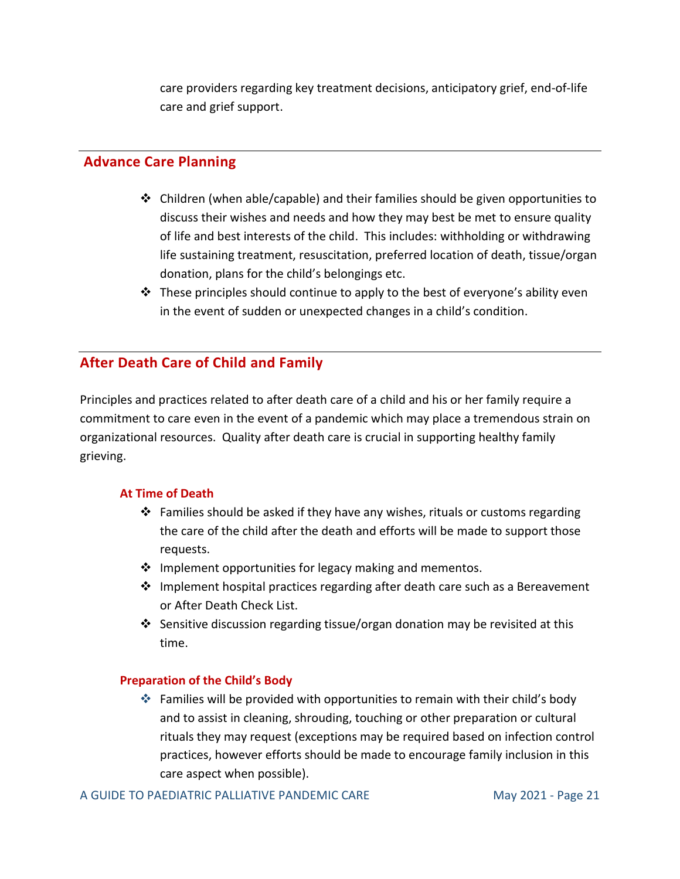care providers regarding key treatment decisions, anticipatory grief, end-of-life care and grief support.

## Advance Care Planning

- Children (when able/capable) and their families should be given opportunities to discuss their wishes and needs and how they may best be met to ensure quality of life and best interests of the child. This includes: withholding or withdrawing life sustaining treatment, resuscitation, preferred location of death, tissue/organ donation, plans for the child's belongings etc.
- These principles should continue to apply to the best of everyone's ability even in the event of sudden or unexpected changes in a child's condition.

## After Death Care of Child and Family

Principles and practices related to after death care of a child and his or her family require a commitment to care even in the event of a pandemic which may place a tremendous strain on organizational resources. Quality after death care is crucial in supporting healthy family grieving.

### At Time of Death

- Families should be asked if they have any wishes, rituals or customs regarding the care of the child after the death and efforts will be made to support those requests.
- Implement opportunities for legacy making and mementos.
- Implement hospital practices regarding after death care such as a Bereavement or After Death Check List.
- Sensitive discussion regarding tissue/organ donation may be revisited at this time.

### Preparation of the Child's Body

- Families will be provided with opportunities to remain with their child's body and to assist in cleaning, shrouding, touching or other preparation or cultural rituals they may request (exceptions may be required based on infection control practices, however efforts should be made to encourage family inclusion in this care aspect when possible).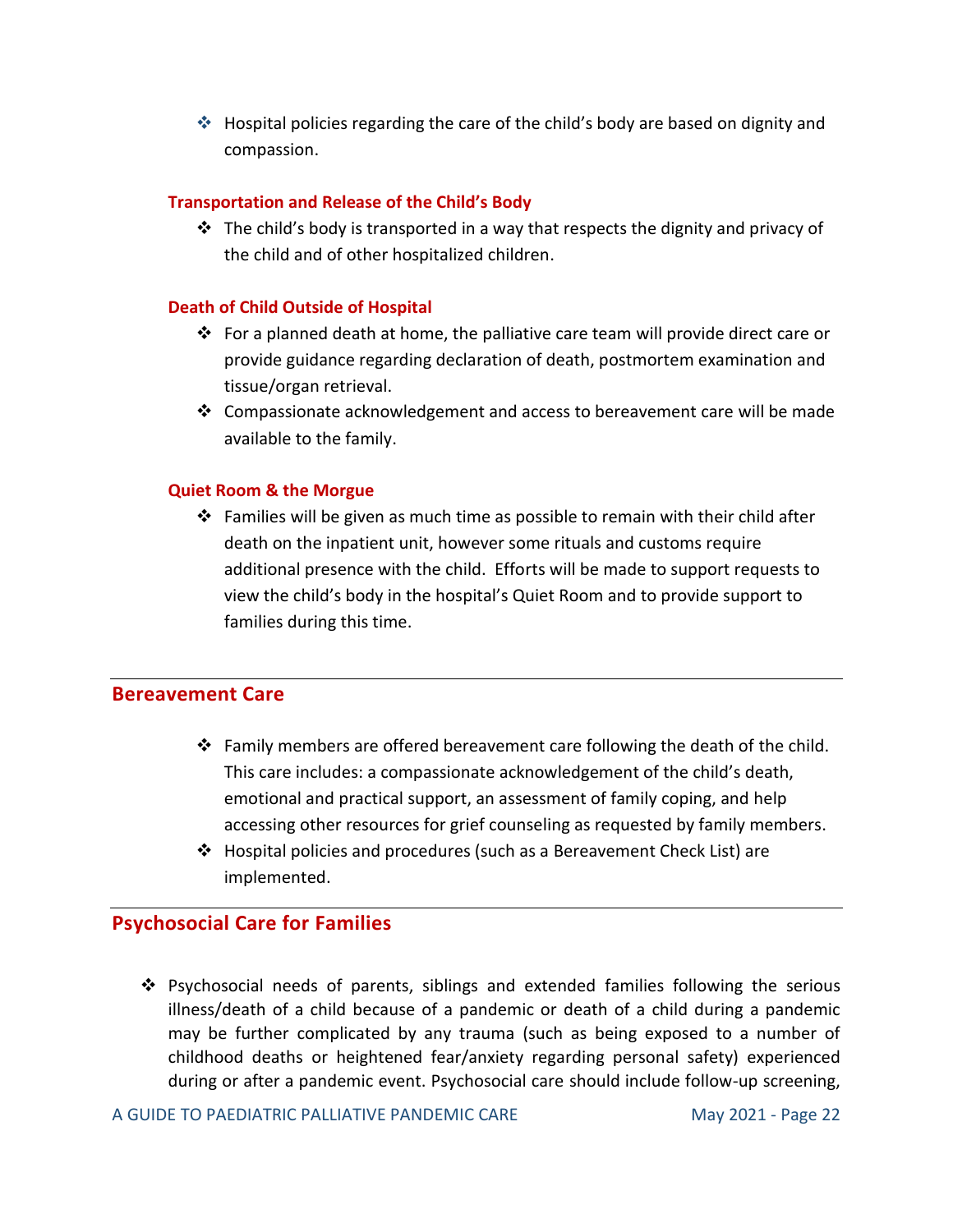- Hospital policies regarding the care of the child's body are based on dignity and compassion.

### Transportation and Release of the Child's Body

- The child's body is transported in a way that respects the dignity and privacy of the child and of other hospitalized children.

### Death of Child Outside of Hospital

- For a planned death at home, the palliative care team will provide direct care or provide guidance regarding declaration of death, postmortem examination and tissue/organ retrieval.
- Compassionate acknowledgement and access to bereavement care will be made available to the family.

### Quiet Room & the Morgue

- Families will be given as much time as possible to remain with their child after death on the inpatient unit, however some rituals and customs require additional presence with the child. Efforts will be made to support requests to view the child's body in the hospital's Quiet Room and to provide support to families during this time.

## Bereavement Care

- Family members are offered bereavement care following the death of the child. This care includes: a compassionate acknowledgement of the child's death, emotional and practical support, an assessment of family coping, and help accessing other resources for grief counseling as requested by family members.
- Hospital policies and procedures (such as a Bereavement Check List) are implemented.

## Psychosocial Care for Families

- Psychosocial needs of parents, siblings and extended families following the serious illness/death of a child because of a pandemic or death of a child during a pandemic may be further complicated by any trauma (such as being exposed to a number of childhood deaths or heightened fear/anxiety regarding personal safety) experienced during or after a pandemic event. Psychosocial care should include follow-up screening,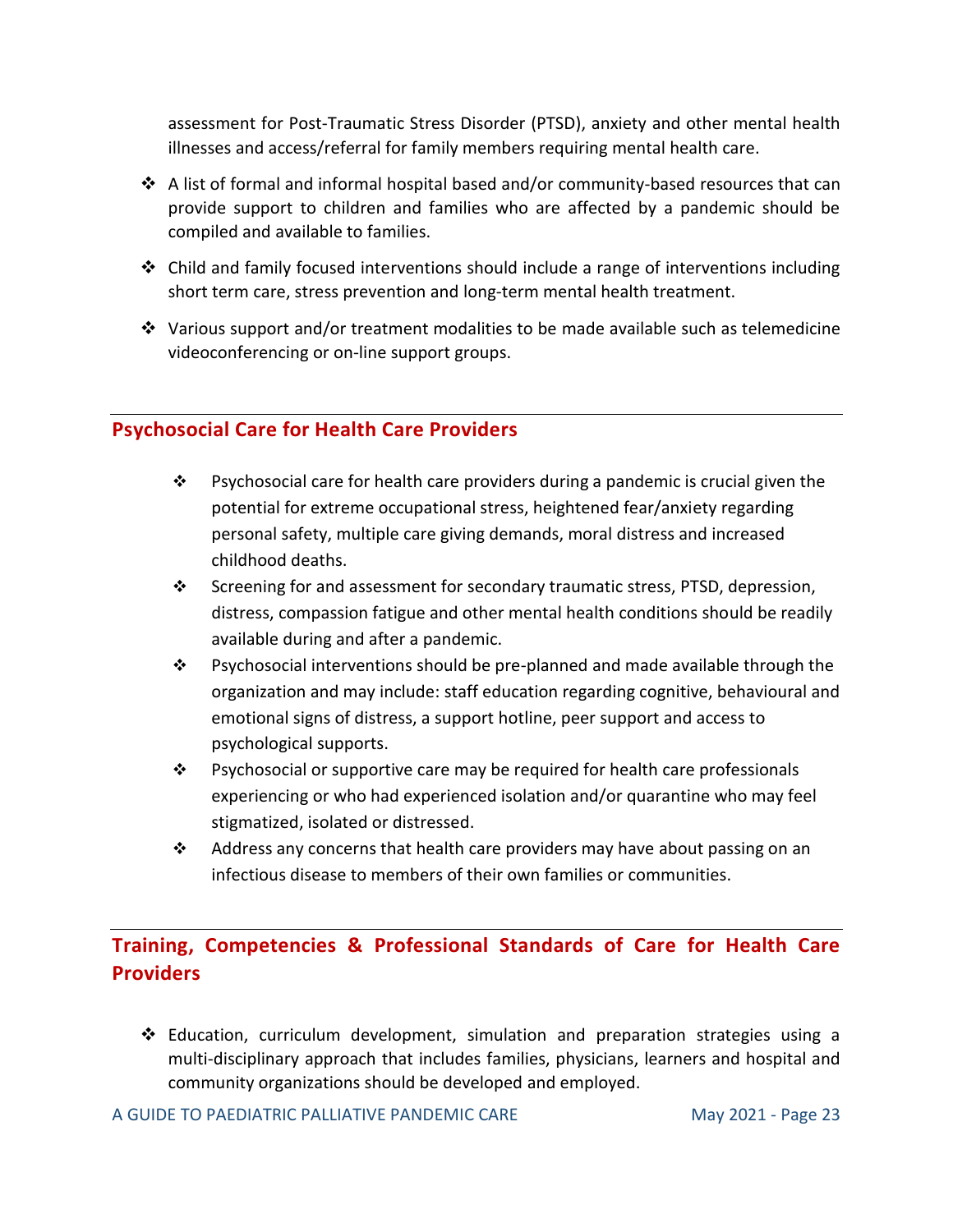assessment for Post-Traumatic Stress Disorder (PTSD), anxiety and other mental health illnesses and access/referral for family members requiring mental health care.

- A list of formal and informal hospital based and/or community-based resources that can provide support to children and families who are affected by a pandemic should be compiled and available to families.
- Child and family focused interventions should include a range of interventions including short term care, stress prevention and long-term mental health treatment.
- Various support and/or treatment modalities to be made available such as telemedicine videoconferencing or on-line support groups.

## Psychosocial Care for Health Care Providers

- Psychosocial care for health care providers during a pandemic is crucial given the potential for extreme occupational stress, heightened fear/anxiety regarding personal safety, multiple care giving demands, moral distress and increased childhood deaths.
- Screening for and assessment for secondary traumatic stress, PTSD, depression, distress, compassion fatigue and other mental health conditions should be readily available during and after a pandemic.
- Psychosocial interventions should be pre-planned and made available through the organization and may include: staff education regarding cognitive, behavioural and emotional signs of distress, a support hotline, peer support and access to psychological supports.
- Psychosocial or supportive care may be required for health care professionals experiencing or who had experienced isolation and/or quarantine who may feel stigmatized, isolated or distressed.
- Address any concerns that health care providers may have about passing on an infectious disease to members of their own families or communities.

## Training, Competencies & Professional Standards of Care for Health Care Providers

- Education, curriculum development, simulation and preparation strategies using a multi-disciplinary approach that includes families, physicians, learners and hospital and community organizations should be developed and employed.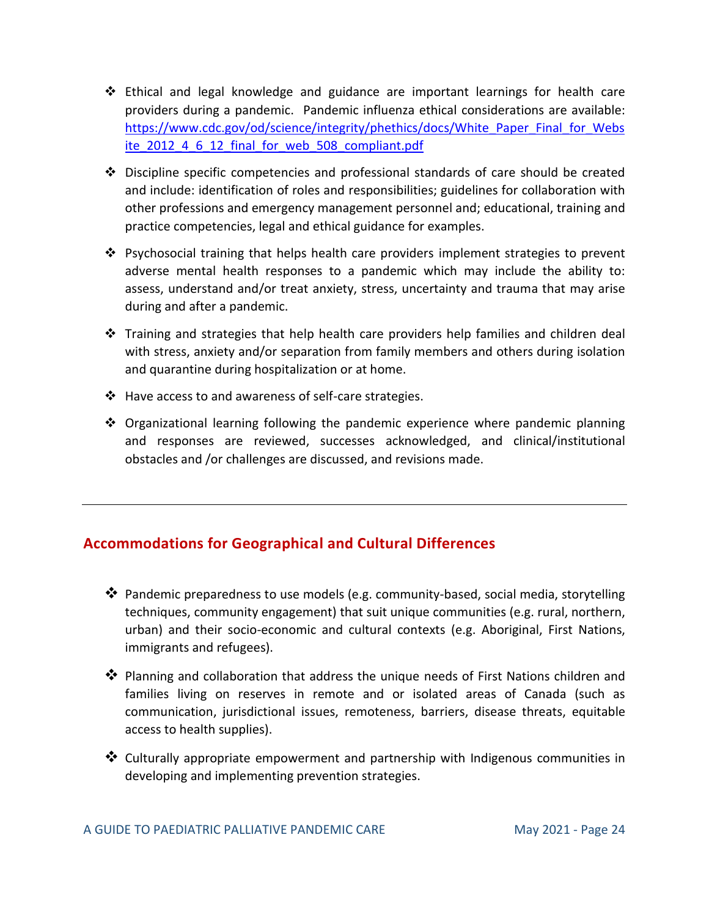- Ethical and legal knowledge and guidance are important learnings for health care providers during a pandemic. Pandemic influenza ethical considerations are available: https://www.cdc.gov/od/science/integrity/phethics/docs/White_Paper_Final_for_Website_2012_4_6_12_final_for_web_508_compliant.pdf
- Discipline specific competencies and professional standards of care should be created and include: identification of roles and responsibilities; guidelines for collaboration with other professions and emergency management personnel and; educational, training and practice competencies, legal and ethical guidance for examples.
- Psychosocial training that helps health care providers implement strategies to prevent adverse mental health responses to a pandemic which may include the ability to: assess, understand and/or treat anxiety, stress, uncertainty and trauma that may arise during and after a pandemic.
- Training and strategies that help health care providers help families and children deal with stress, anxiety and/or separation from family members and others during isolation and quarantine during hospitalization or at home.
- Have access to and awareness of self-care strategies.
- Organizational learning following the pandemic experience where pandemic planning and responses are reviewed, successes acknowledged, and clinical/institutional obstacles and /or challenges are discussed, and revisions made.

---

## Accommodations for Geographical and Cultural Differences

- Pandemic preparedness to use models (e.g. community-based, social media, storytelling techniques, community engagement) that suit unique communities (e.g. rural, northern, urban) and their socio-economic and cultural contexts (e.g. Aboriginal, First Nations, immigrants and refugees).
- Planning and collaboration that address the unique needs of First Nations children and families living on reserves in remote and or isolated areas of Canada (such as communication, jurisdictional issues, remoteness, barriers, disease threats, equitable access to health supplies).
- Culturally appropriate empowerment and partnership with Indigenous communities in developing and implementing prevention strategies.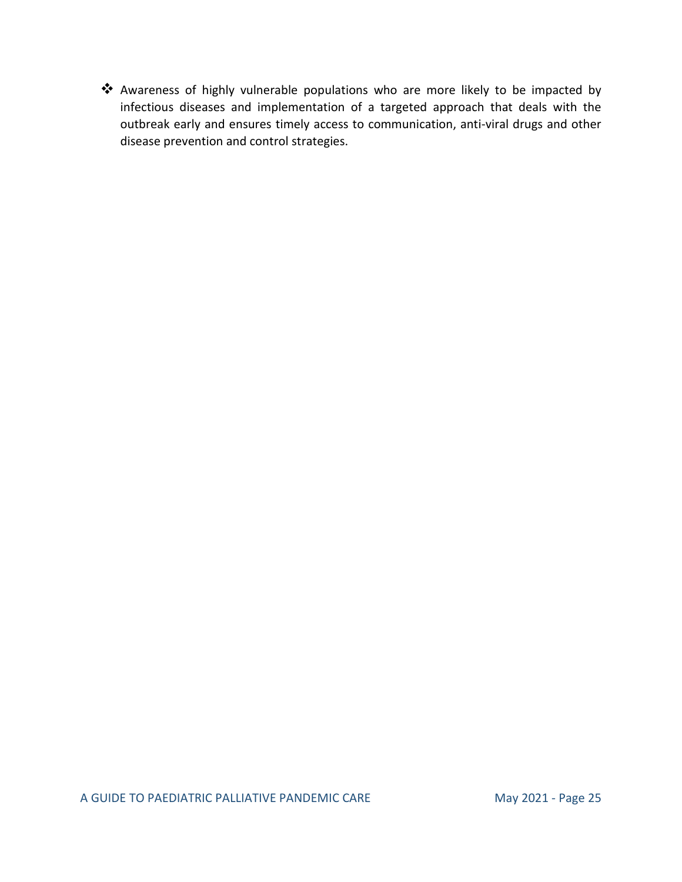- Awareness of highly vulnerable populations who are more likely to be impacted by infectious diseases and implementation of a targeted approach that deals with the outbreak early and ensures timely access to communication, anti-viral drugs and other disease prevention and control strategies.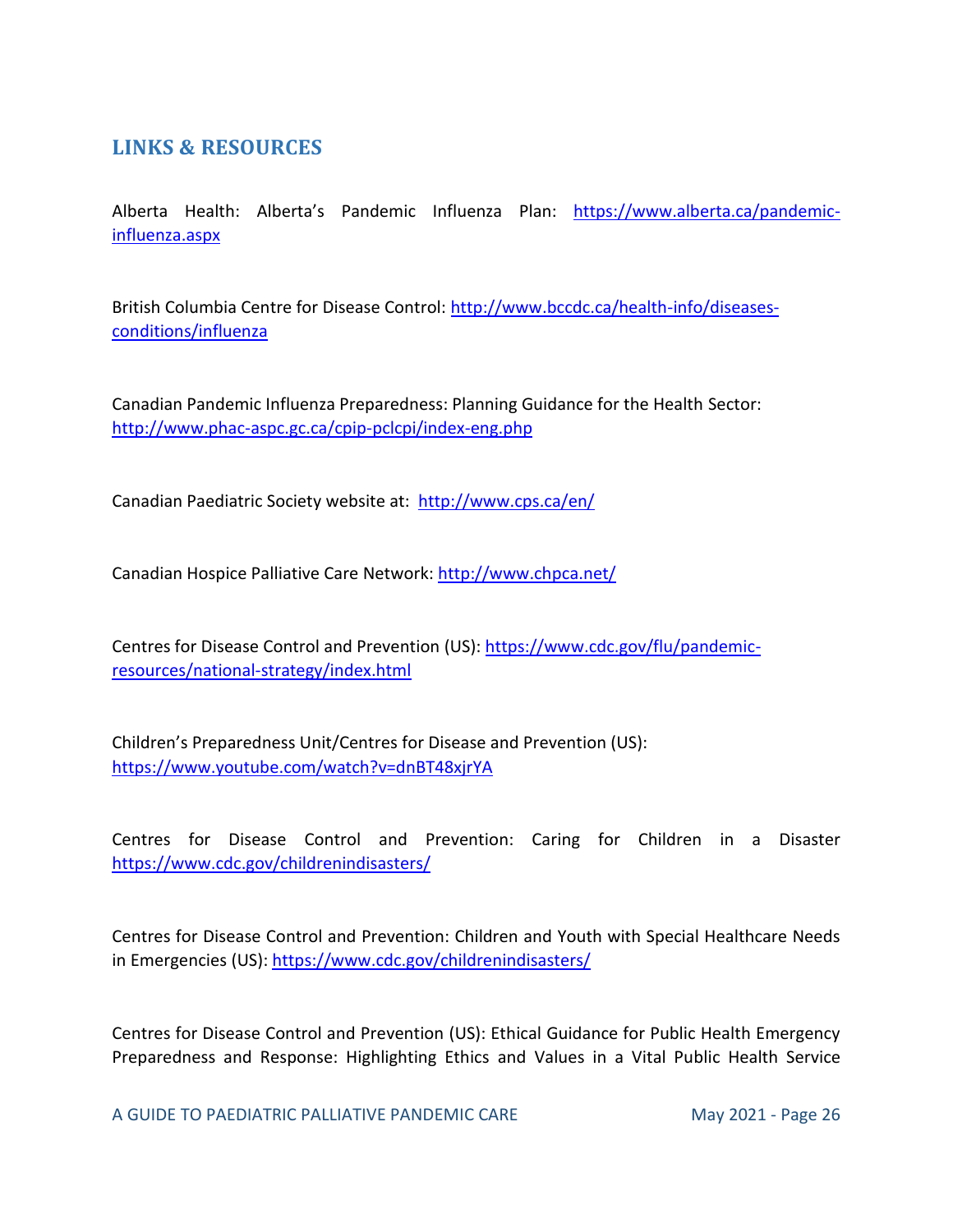## LINKS & RESOURCES

Alberta Health: Alberta's Pandemic Influenza Plan: https://www.alberta.ca/pandemic-influenza.aspx

British Columbia Centre for Disease Control: http://www.bccdc.ca/health-info/diseases-conditions/influenza

Canadian Pandemic Influenza Preparedness: Planning Guidance for the Health Sector: http://www.phac-aspc.gc.ca/cpip-pclcpi/index-eng.php

Canadian Paediatric Society website at: http://www.cps.ca/en/

Canadian Hospice Palliative Care Network: http://www.chpca.net/

Centres for Disease Control and Prevention (US): https://www.cdc.gov/flu/pandemic-resources/national-strategy/index.html

Children's Preparedness Unit/Centres for Disease and Prevention (US): https://www.youtube.com/watch?v=dnBT48xjrYA

Centres for Disease Control and Prevention: Caring for Children in a Disaster https://www.cdc.gov/childrenindisasters/

Centres for Disease Control and Prevention: Children and Youth with Special Healthcare Needs in Emergencies (US): https://www.cdc.gov/childrenindisasters/

Centres for Disease Control and Prevention (US): Ethical Guidance for Public Health Emergency Preparedness and Response: Highlighting Ethics and Values in a Vital Public Health Service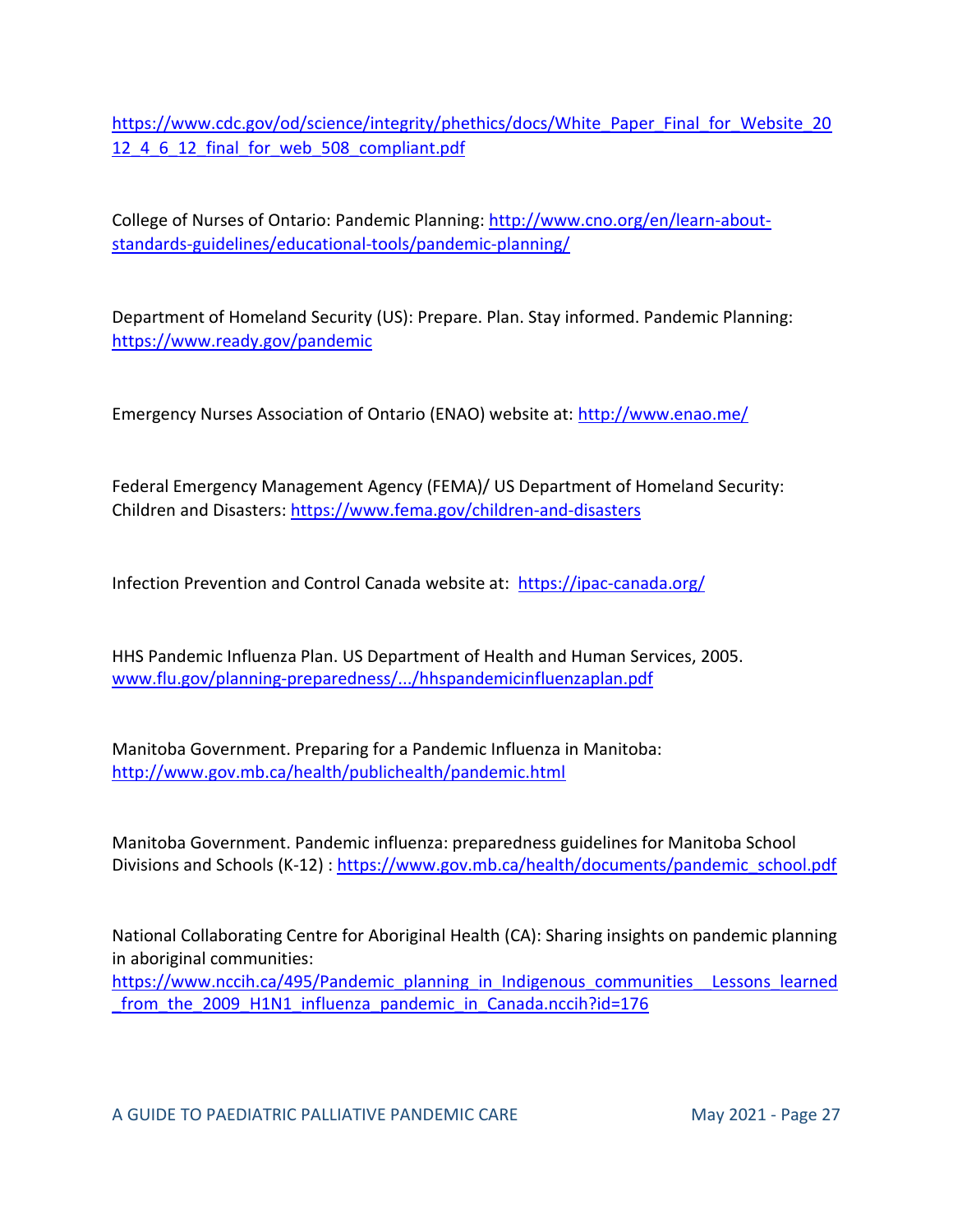https://www.cdc.gov/od/science/integrity/phethics/docs/White_Paper_Final_for_Website_2012_4_6_12_final_for_web_508_compliant.pdf

College of Nurses of Ontario: Pandemic Planning: http://www.cno.org/en/learn-about-standards-guidelines/educational-tools/pandemic-planning/

Department of Homeland Security (US): Prepare. Plan. Stay informed. Pandemic Planning: https://www.ready.gov/pandemic

Emergency Nurses Association of Ontario (ENAO) website at: http://www.enao.me/

Federal Emergency Management Agency (FEMA)/ US Department of Homeland Security: Children and Disasters: https://www.fema.gov/children-and-disasters

Infection Prevention and Control Canada website at: https://ipac-canada.org/

HHS Pandemic Influenza Plan. US Department of Health and Human Services, 2005. www.flu.gov/planning-preparedness/.../hhspandemicinfluenzaplan.pdf

Manitoba Government. Preparing for a Pandemic Influenza in Manitoba: http://www.gov.mb.ca/health/publichealth/pandemic.html

Manitoba Government. Pandemic influenza: preparedness guidelines for Manitoba School Divisions and Schools (K-12) : https://www.gov.mb.ca/health/documents/pandemic_school.pdf

National Collaborating Centre for Aboriginal Health (CA): Sharing insights on pandemic planning in aboriginal communities: https://www.nccih.ca/495/Pandemic_planning_in_Indigenous_communities__Lessons_learned_from_the_2009_H1N1_influenza_pandemic_in_Canada.nccih?id=176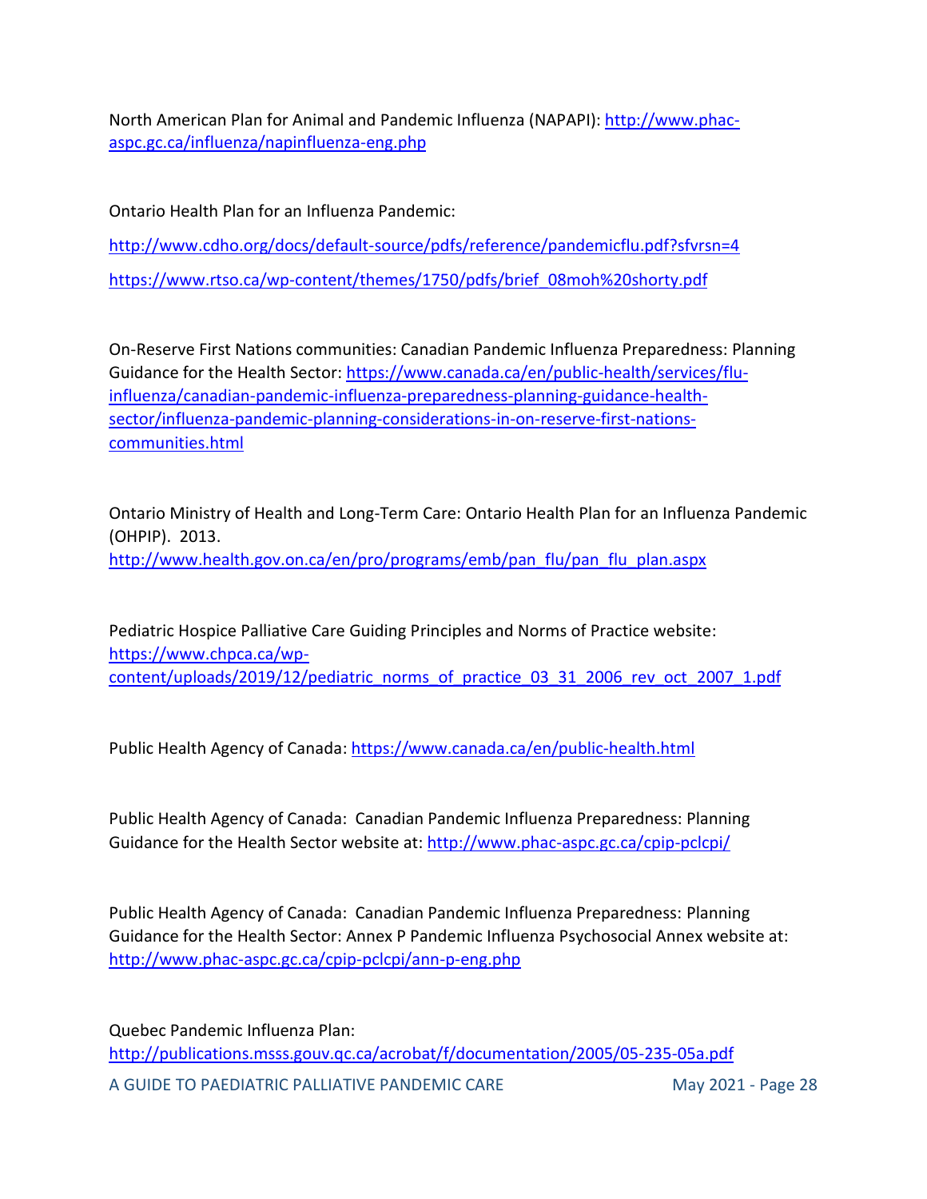North American Plan for Animal and Pandemic Influenza (NAPAPI): http://www.phac-aspc.gc.ca/influenza/napinfluenza-eng.php

Ontario Health Plan for an Influenza Pandemic:

http://www.cdho.org/docs/default-source/pdfs/reference/pandemicflu.pdf?sfvrsn=4

https://www.rtso.ca/wp-content/themes/1750/pdfs/brief_08moh%20shorty.pdf

On-Reserve First Nations communities: Canadian Pandemic Influenza Preparedness: Planning Guidance for the Health Sector: https://www.canada.ca/en/public-health/services/flu-influenza/canadian-pandemic-influenza-preparedness-planning-guidance-health-sector/influenza-pandemic-planning-considerations-in-on-reserve-first-nations-communities.html

Ontario Ministry of Health and Long-Term Care: Ontario Health Plan for an Influenza Pandemic (OHPIP). 2013. http://www.health.gov.on.ca/en/pro/programs/emb/pan_flu/pan_flu_plan.aspx

Pediatric Hospice Palliative Care Guiding Principles and Norms of Practice website: https://www.chpca.ca/wp-content/uploads/2019/12/pediatric_norms_of_practice_03_31_2006_rev_oct_2007_1.pdf

Public Health Agency of Canada: https://www.canada.ca/en/public-health.html

Public Health Agency of Canada: Canadian Pandemic Influenza Preparedness: Planning Guidance for the Health Sector website at: http://www.phac-aspc.gc.ca/cpip-pclcpi/

Public Health Agency of Canada: Canadian Pandemic Influenza Preparedness: Planning Guidance for the Health Sector: Annex P Pandemic Influenza Psychosocial Annex website at: http://www.phac-aspc.gc.ca/cpip-pclcpi/ann-p-eng.php

Quebec Pandemic Influenza Plan: http://publications.msss.gouv.qc.ca/acrobat/f/documentation/2005/05-235-05a.pdf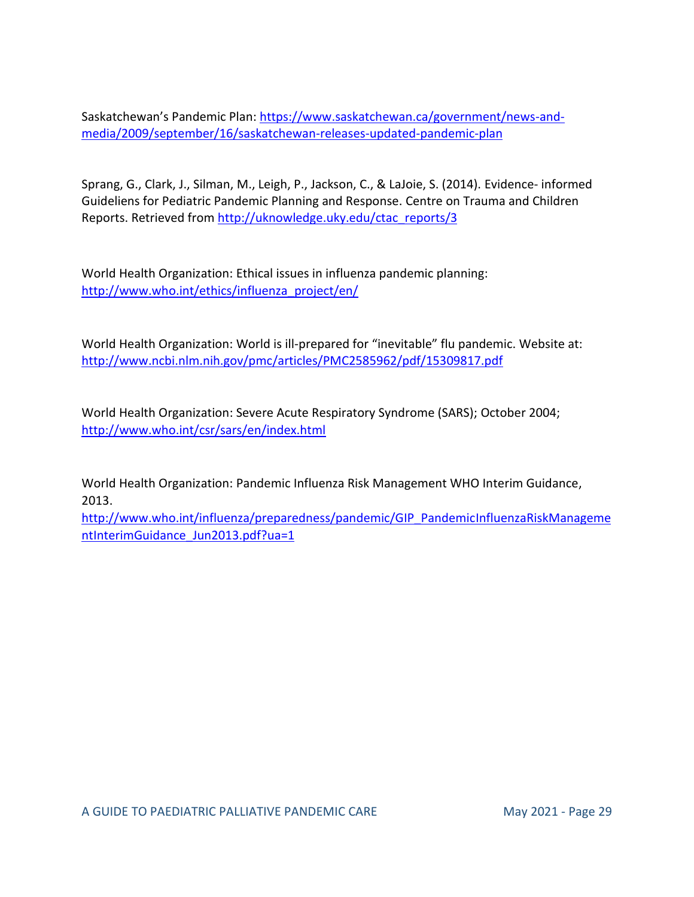Saskatchewan's Pandemic Plan: https://www.saskatchewan.ca/government/news-and-media/2009/september/16/saskatchewan-releases-updated-pandemic-plan

Sprang, G., Clark, J., Silman, M., Leigh, P., Jackson, C., & LaJoie, S. (2014). Evidence- informed Guideliens for Pediatric Pandemic Planning and Response. Centre on Trauma and Children Reports. Retrieved from http://uknowledge.uky.edu/ctac_reports/3

World Health Organization: Ethical issues in influenza pandemic planning: http://www.who.int/ethics/influenza_project/en/

World Health Organization: World is ill-prepared for "inevitable" flu pandemic. Website at: http://www.ncbi.nlm.nih.gov/pmc/articles/PMC2585962/pdf/15309817.pdf

World Health Organization: Severe Acute Respiratory Syndrome (SARS); October 2004; http://www.who.int/csr/sars/en/index.html

World Health Organization: Pandemic Influenza Risk Management WHO Interim Guidance, 2013.
http://www.who.int/influenza/preparedness/pandemic/GIP_PandemicInfluenzaRiskManagementInterimGuidance_Jun2013.pdf?ua=1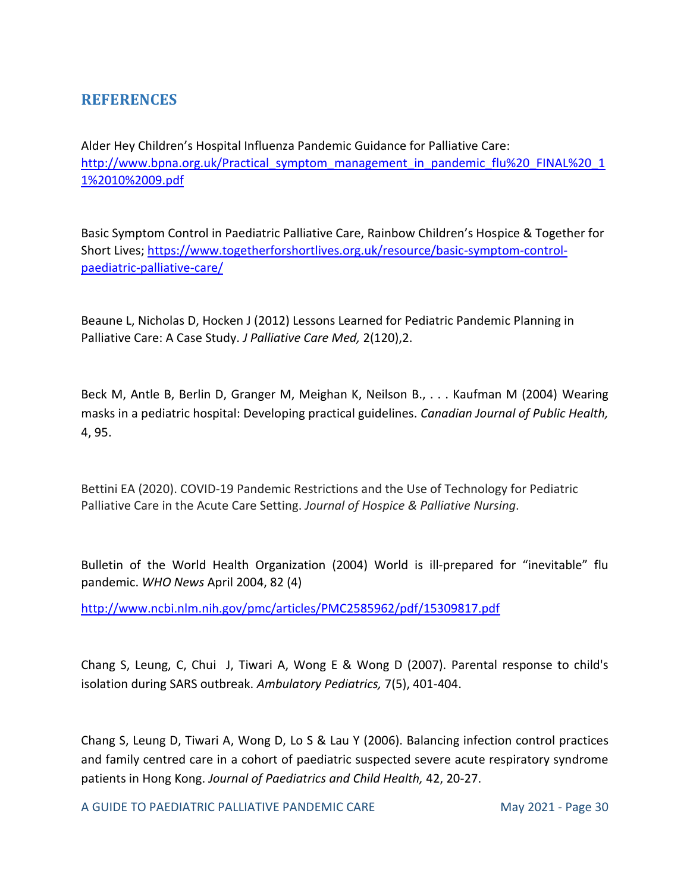## REFERENCES

Alder Hey Children's Hospital Influenza Pandemic Guidance for Palliative Care: http://www.bpna.org.uk/Practical_symptom_management_in_pandemic_flu%20_FINAL%20_11%2010%2009.pdf

Basic Symptom Control in Paediatric Palliative Care, Rainbow Children's Hospice & Together for Short Lives; https://www.togetherforshortlives.org.uk/resource/basic-symptom-control-paediatric-palliative-care/

Beaune L, Nicholas D, Hocken J (2012) Lessons Learned for Pediatric Pandemic Planning in Palliative Care: A Case Study. *J Palliative Care Med,* 2(120),2.

Beck M, Antle B, Berlin D, Granger M, Meighan K, Neilson B., . . . Kaufman M (2004) Wearing masks in a pediatric hospital: Developing practical guidelines. *Canadian Journal of Public Health,* 4, 95.

Bettini EA (2020). COVID-19 Pandemic Restrictions and the Use of Technology for Pediatric Palliative Care in the Acute Care Setting. *Journal of Hospice & Palliative Nursing*.

Bulletin of the World Health Organization (2004) World is ill-prepared for "inevitable" flu pandemic. *WHO News* April 2004, 82 (4)

http://www.ncbi.nlm.nih.gov/pmc/articles/PMC2585962/pdf/15309817.pdf

Chang S, Leung, C, Chui J, Tiwari A, Wong E & Wong D (2007). Parental response to child's isolation during SARS outbreak. *Ambulatory Pediatrics,* 7(5), 401-404.

Chang S, Leung D, Tiwari A, Wong D, Lo S & Lau Y (2006). Balancing infection control practices and family centred care in a cohort of paediatric suspected severe acute respiratory syndrome patients in Hong Kong. *Journal of Paediatrics and Child Health,* 42, 20-27.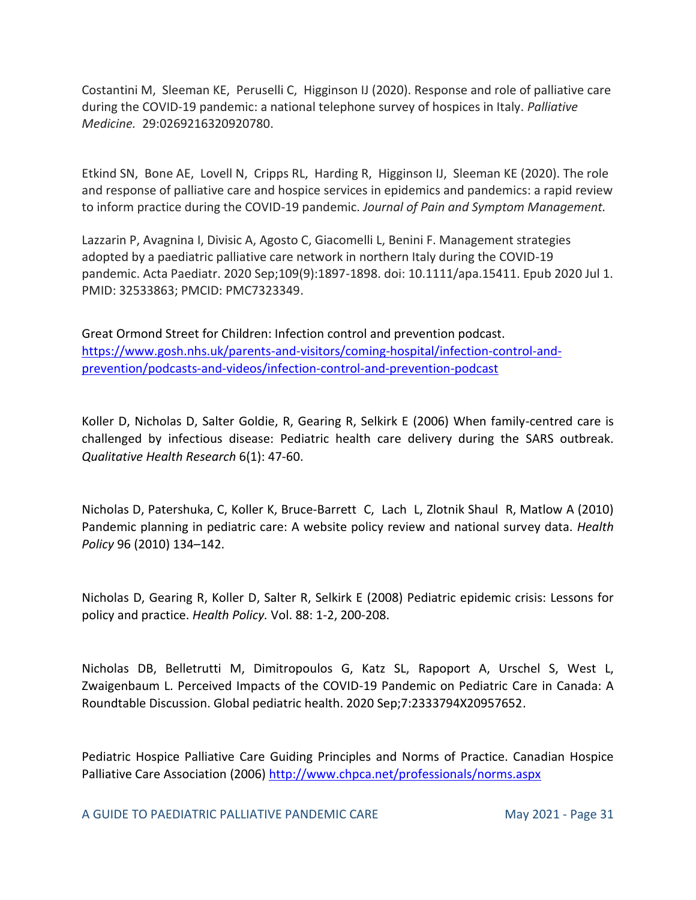Costantini M, Sleeman KE, Peruselli C, Higginson IJ (2020). Response and role of palliative care during the COVID-19 pandemic: a national telephone survey of hospices in Italy. *Palliative Medicine.* 29:0269216320920780.

Etkind SN, Bone AE, Lovell N, Cripps RL, Harding R, Higginson IJ, Sleeman KE (2020). The role and response of palliative care and hospice services in epidemics and pandemics: a rapid review to inform practice during the COVID-19 pandemic. *Journal of Pain and Symptom Management.*

Lazzarin P, Avagnina I, Divisic A, Agosto C, Giacomelli L, Benini F. Management strategies adopted by a paediatric palliative care network in northern Italy during the COVID-19 pandemic. Acta Paediatr. 2020 Sep;109(9):1897-1898. doi: 10.1111/apa.15411. Epub 2020 Jul 1. PMID: 32533863; PMCID: PMC7323349.

Great Ormond Street for Children: Infection control and prevention podcast. [https://www.gosh.nhs.uk/parents-and-visitors/coming-hospital/infection-control-and-prevention/podcasts-and-videos/infection-control-and-prevention-podcast](https://www.gosh.nhs.uk/parents-and-visitors/coming-hospital/infection-control-and-prevention/podcasts-and-videos/infection-control-and-prevention-podcast)

Koller D, Nicholas D, Salter Goldie, R, Gearing R, Selkirk E (2006) When family-centred care is challenged by infectious disease: Pediatric health care delivery during the SARS outbreak. *Qualitative Health Research* 6(1): 47-60.

Nicholas D, Patershuka, C, Koller K, Bruce-Barrett C, Lach L, Zlotnik Shaul R, Matlow A (2010) Pandemic planning in pediatric care: A website policy review and national survey data. *Health Policy* 96 (2010) 134–142.

Nicholas D, Gearing R, Koller D, Salter R, Selkirk E (2008) Pediatric epidemic crisis: Lessons for policy and practice. *Health Policy.* Vol. 88: 1-2, 200-208.

Nicholas DB, Belletrutti M, Dimitropoulos G, Katz SL, Rapoport A, Urschel S, West L, Zwaigenbaum L. Perceived Impacts of the COVID-19 Pandemic on Pediatric Care in Canada: A Roundtable Discussion. Global pediatric health. 2020 Sep;7:2333794X20957652.

Pediatric Hospice Palliative Care Guiding Principles and Norms of Practice. Canadian Hospice Palliative Care Association (2006) [http://www.chpca.net/professionals/norms.aspx](http://www.chpca.net/professionals/norms.aspx)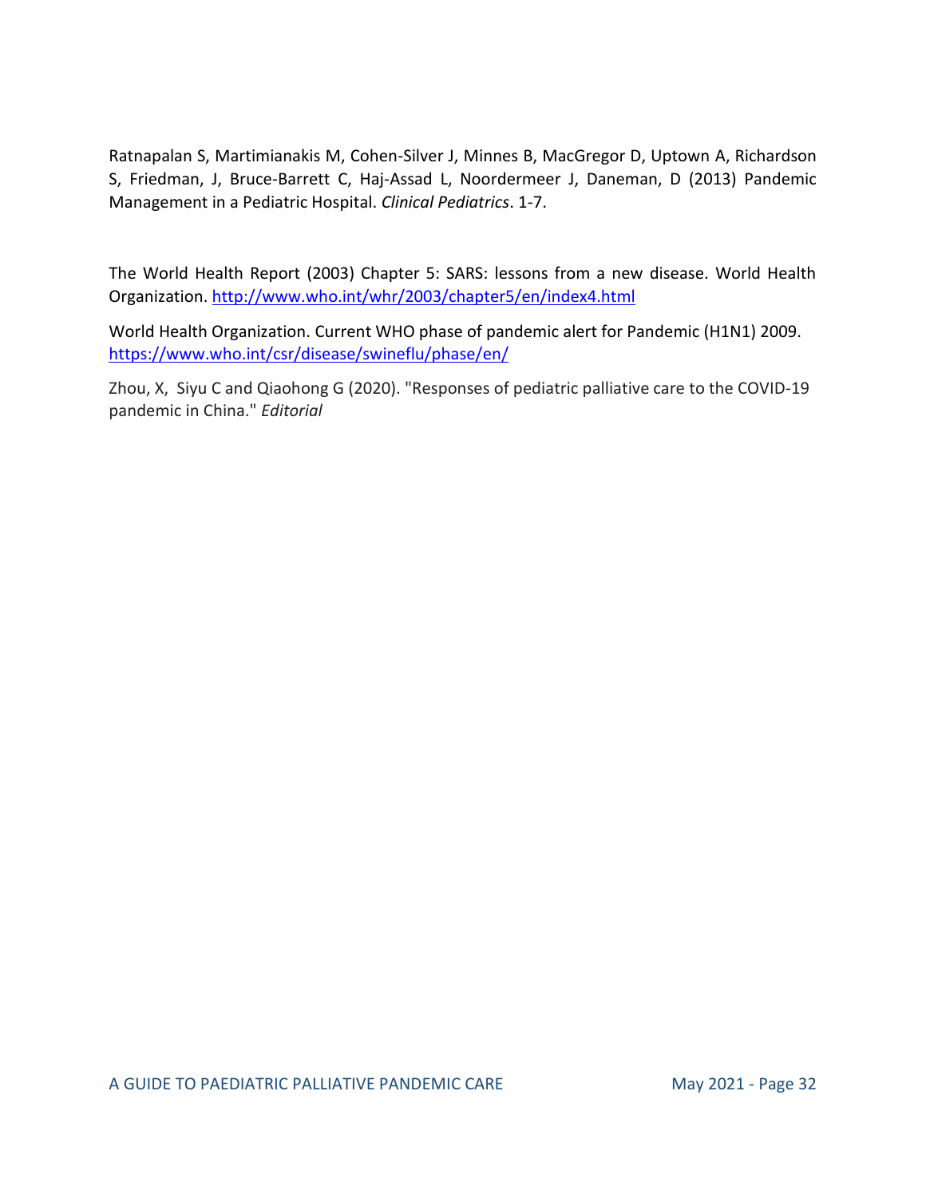Ratnapalan S, Martimianakis M, Cohen-Silver J, Minnes B, MacGregor D, Uptown A, Richardson S, Friedman, J, Bruce-Barrett C, Haj-Assad L, Noordermeer J, Daneman, D (2013) Pandemic Management in a Pediatric Hospital. *Clinical Pediatrics*. 1-7.

The World Health Report (2003) Chapter 5: SARS: lessons from a new disease. World Health Organization. http://www.who.int/whr/2003/chapter5/en/index4.html

World Health Organization. Current WHO phase of pandemic alert for Pandemic (H1N1) 2009. https://www.who.int/csr/disease/swineflu/phase/en/

Zhou, X, Siyu C and Qiaohong G (2020). "Responses of pediatric palliative care to the COVID-19 pandemic in China." *Editorial*